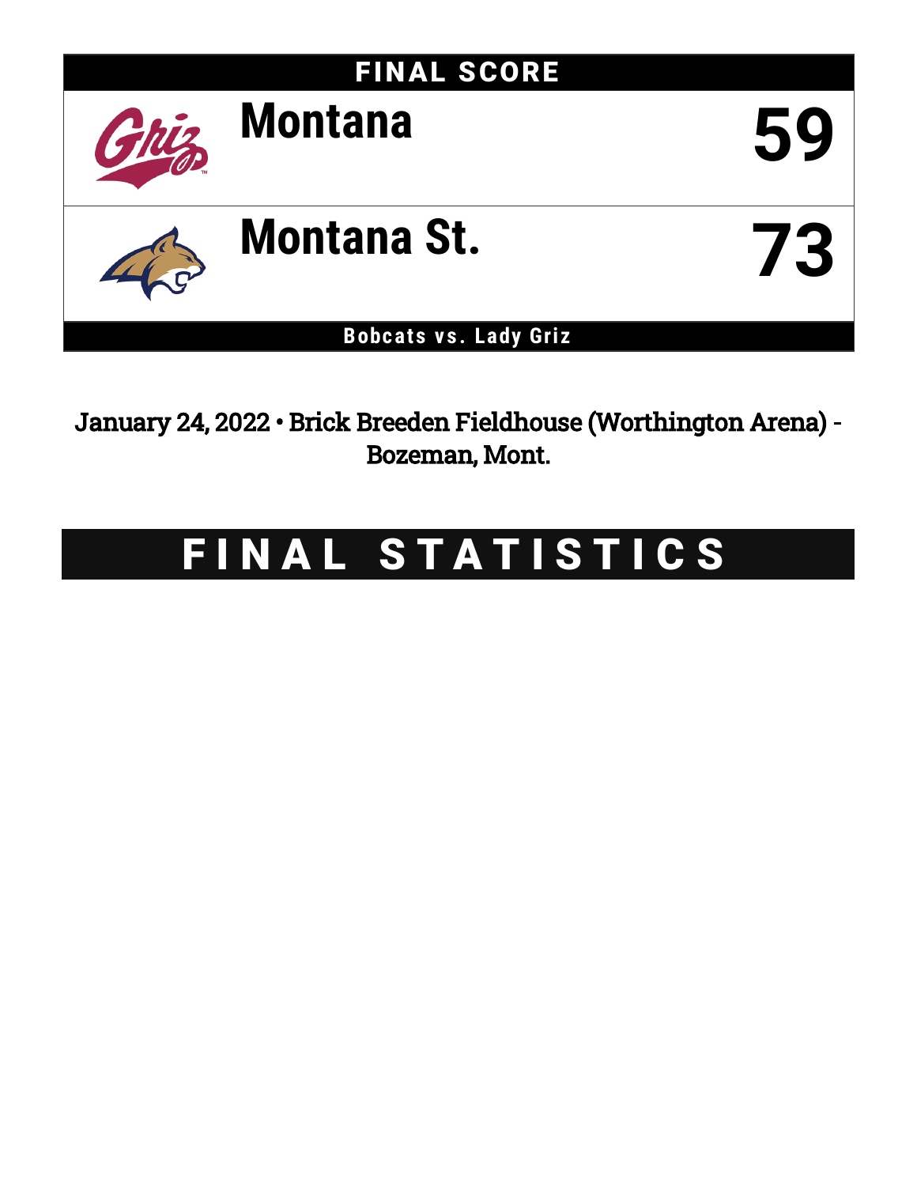## FINAL SCORE

| | |
|---|---|
| Montana | 59 |
| Montana St. | 73 |

**Bobcats vs. Lady Griz**

January 24, 2022 • Brick Breeden Fieldhouse (Worthington Arena) - Bozeman, Mont.

# FINAL STATISTICS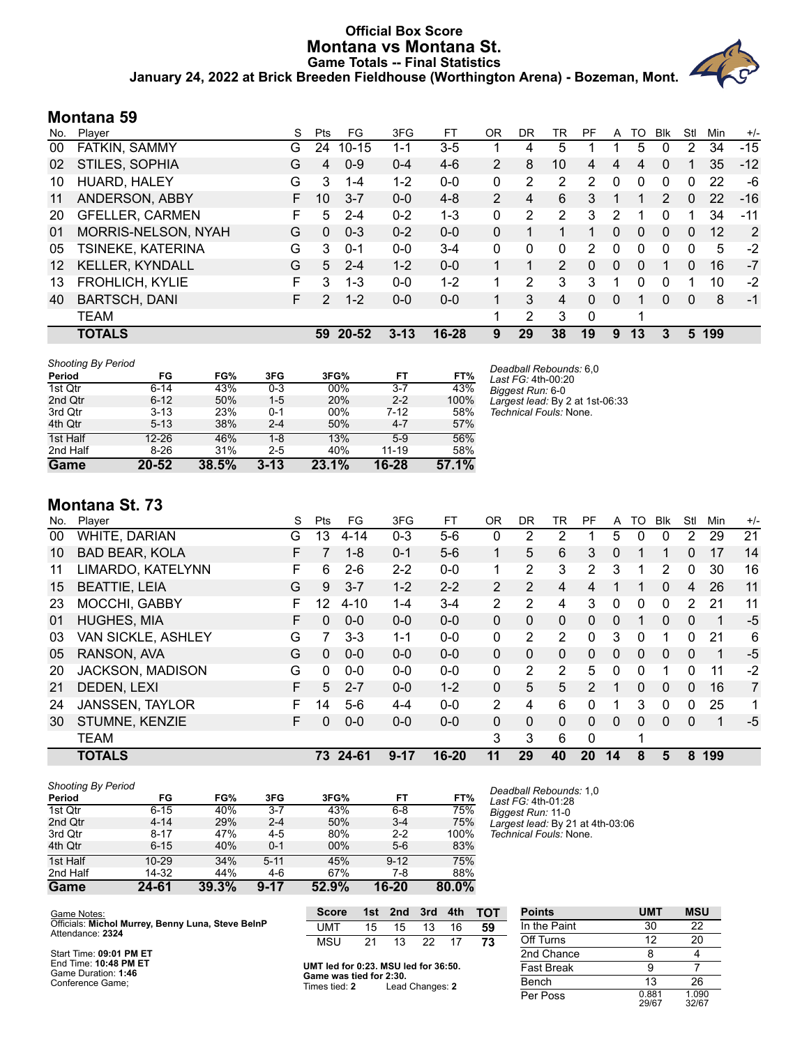# Official Box Score
# Montana vs Montana St.
## Game Totals -- Final Statistics
### January 24, 2022 at Brick Breeden Fieldhouse (Worthington Arena) - Bozeman, Mont.

## Montana 59

| No. | Player | S | Pts | FG | 3FG | FT | OR | DR | TR | PF | A | TO | Blk | Stl | Min | +/- |
|---|---|---|---|---|---|---|---|---|---|---|---|---|---|---|---|---|
| 00 | FATKIN, SAMMY | G | 24 | 10-15 | 1-1 | 3-5 | 1 | 4 | 5 | 1 | 1 | 5 | 0 | 2 | 34 | -15 |
| 02 | STILES, SOPHIA | G | 4 | 0-9 | 0-4 | 4-6 | 2 | 8 | 10 | 4 | 4 | 4 | 0 | 1 | 35 | -12 |
| 10 | HUARD, HALEY | G | 3 | 1-4 | 1-2 | 0-0 | 0 | 2 | 2 | 2 | 0 | 0 | 0 | 0 | 22 | -6 |
| 11 | ANDERSON, ABBY | F | 10 | 3-7 | 0-0 | 4-8 | 2 | 4 | 6 | 3 | 1 | 1 | 2 | 0 | 22 | -16 |
| 20 | GFELLER, CARMEN | F | 5 | 2-4 | 0-2 | 1-3 | 0 | 2 | 2 | 3 | 2 | 1 | 0 | 1 | 34 | -11 |
| 01 | MORRIS-NELSON, NYAH | G | 0 | 0-3 | 0-2 | 0-0 | 0 | 1 | 1 | 1 | 0 | 0 | 0 | 0 | 12 | 2 |
| 05 | TSINEKE, KATERINA | G | 3 | 0-1 | 0-0 | 3-4 | 0 | 0 | 0 | 2 | 0 | 0 | 0 | 0 | 5 | -2 |
| 12 | KELLER, KYNDALL | G | 5 | 2-4 | 1-2 | 0-0 | 1 | 1 | 2 | 0 | 0 | 0 | 1 | 0 | 16 | -7 |
| 13 | FROHLICH, KYLIE | F | 3 | 1-3 | 0-0 | 1-2 | 1 | 2 | 3 | 3 | 1 | 0 | 0 | 1 | 10 | -2 |
| 40 | BARTSCH, DANI | F | 2 | 1-2 | 0-0 | 0-0 | 1 | 3 | 4 | 0 | 0 | 1 | 0 | 0 | 8 | -1 |
| | TEAM | | | | | | 1 | 2 | 3 | 0 | | 1 | | | | |
| | **TOTALS** | | **59** | **20-52** | **3-13** | **16-28** | **9** | **29** | **38** | **19** | **9** | **13** | **3** | **5** | **199** | |

*Shooting By Period*

| Period | FG | FG% | 3FG | 3FG% | FT | FT% |
|---|---|---|---|---|---|---|
| 1st Qtr | 6-14 | 43% | 0-3 | 00% | 3-7 | 43% |
| 2nd Qtr | 6-12 | 50% | 1-5 | 20% | 2-2 | 100% |
| 3rd Qtr | 3-13 | 23% | 0-1 | 00% | 7-12 | 58% |
| 4th Qtr | 5-13 | 38% | 2-4 | 50% | 4-7 | 57% |
| 1st Half | 12-26 | 46% | 1-8 | 13% | 5-9 | 56% |
| 2nd Half | 8-26 | 31% | 2-5 | 40% | 11-19 | 58% |
| **Game** | **20-52** | **38.5%** | **3-13** | **23.1%** | **16-28** | **57.1%** |

*Deadball Rebounds:* 6,0
*Last FG:* 4th-00:20
*Biggest Run:* 6-0
*Largest lead:* By 2 at 1st-06:33
*Technical Fouls:* None.

## Montana St. 73

| No. | Player | S | Pts | FG | 3FG | FT | OR | DR | TR | PF | A | TO | Blk | Stl | Min | +/- |
|---|---|---|---|---|---|---|---|---|---|---|---|---|---|---|---|---|
| 00 | WHITE, DARIAN | G | 13 | 4-14 | 0-3 | 5-6 | 0 | 2 | 2 | 1 | 5 | 0 | 0 | 2 | 29 | 21 |
| 10 | BAD BEAR, KOLA | F | 7 | 1-8 | 0-1 | 5-6 | 1 | 5 | 6 | 3 | 0 | 1 | 1 | 0 | 17 | 14 |
| 11 | LIMARDO, KATELYNN | F | 6 | 2-6 | 2-2 | 0-0 | 1 | 2 | 3 | 2 | 3 | 1 | 2 | 0 | 30 | 16 |
| 15 | BEATTIE, LEIA | G | 9 | 3-7 | 1-2 | 2-2 | 2 | 2 | 4 | 4 | 1 | 1 | 0 | 4 | 26 | 11 |
| 23 | MOCCHI, GABBY | F | 12 | 4-10 | 1-4 | 3-4 | 2 | 2 | 4 | 3 | 0 | 0 | 0 | 2 | 21 | 11 |
| 01 | HUGHES, MIA | F | 0 | 0-0 | 0-0 | 0-0 | 0 | 0 | 0 | 0 | 0 | 1 | 0 | 0 | 1 | -5 |
| 03 | VAN SICKLE, ASHLEY | G | 7 | 3-3 | 1-1 | 0-0 | 0 | 2 | 2 | 0 | 3 | 0 | 1 | 0 | 21 | 6 |
| 05 | RANSON, AVA | G | 0 | 0-0 | 0-0 | 0-0 | 0 | 0 | 0 | 0 | 0 | 0 | 0 | 0 | 1 | -5 |
| 20 | JACKSON, MADISON | G | 0 | 0-0 | 0-0 | 0-0 | 0 | 2 | 2 | 5 | 0 | 0 | 1 | 0 | 11 | -2 |
| 21 | DEDEN, LEXI | F | 5 | 2-7 | 0-0 | 1-2 | 0 | 5 | 5 | 2 | 1 | 0 | 0 | 0 | 16 | 7 |
| 24 | JANSSEN, TAYLOR | F | 14 | 5-6 | 4-4 | 0-0 | 2 | 4 | 6 | 0 | 1 | 3 | 0 | 0 | 25 | 1 |
| 30 | STUMNE, KENZIE | F | 0 | 0-0 | 0-0 | 0-0 | 0 | 0 | 0 | 0 | 0 | 0 | 0 | 0 | 1 | -5 |
| | TEAM | | | | | | 3 | 3 | 6 | 0 | | 1 | | | | |
| | **TOTALS** | | **73** | **24-61** | **9-17** | **16-20** | **11** | **29** | **40** | **20** | **14** | **8** | **5** | **8** | **199** | |

*Shooting By Period*

| Period | FG | FG% | 3FG | 3FG% | FT | FT% |
|---|---|---|---|---|---|---|
| 1st Qtr | 6-15 | 40% | 3-7 | 43% | 6-8 | 75% |
| 2nd Qtr | 4-14 | 29% | 2-4 | 50% | 3-4 | 75% |
| 3rd Qtr | 8-17 | 47% | 4-5 | 80% | 2-2 | 100% |
| 4th Qtr | 6-15 | 40% | 0-1 | 00% | 5-6 | 83% |
| 1st Half | 10-29 | 34% | 5-11 | 45% | 9-12 | 75% |
| 2nd Half | 14-32 | 44% | 4-6 | 67% | 7-8 | 88% |
| **Game** | **24-61** | **39.3%** | **9-17** | **52.9%** | **16-20** | **80.0%** |

*Deadball Rebounds:* 1,0
*Last FG:* 4th-01:28
*Biggest Run:* 11-0
*Largest lead:* By 21 at 4th-03:06
*Technical Fouls:* None.

Game Notes:
Officials: **Michol Murrey, Benny Luna, Steve BelnP**
Attendance: **2324**

Start Time: **09:01 PM ET**
End Time: **10:48 PM ET**
Game Duration: **1:46**
Conference Game;

| Score | 1st | 2nd | 3rd | 4th | TOT |
|---|---|---|---|---|---|
| UMT | 15 | 15 | 13 | 16 | **59** |
| MSU | 21 | 13 | 22 | 17 | **73** |

**UMT led for 0:23. MSU led for 36:50.**
**Game was tied for 2:30.**
Times tied: **2** Lead Changes: **2**

| Points | UMT | MSU |
|---|---|---|
| In the Paint | 30 | 22 |
| Off Turns | 12 | 20 |
| 2nd Chance | 8 | 4 |
| Fast Break | 9 | 7 |
| Bench | 13 | 26 |
| Per Poss | 0.881 29/67 | 1.090 32/67 |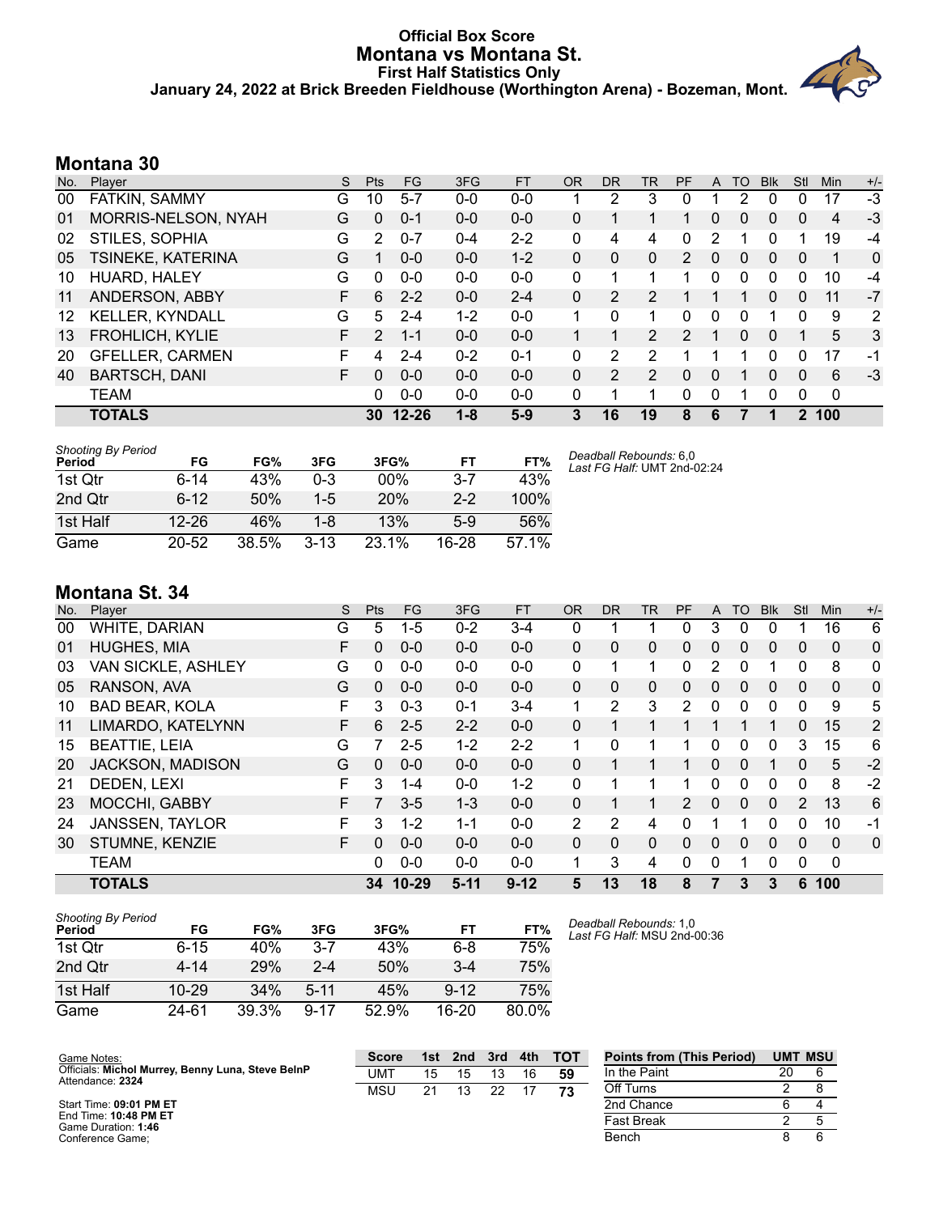# Official Box Score
# Montana vs Montana St.
### First Half Statistics Only
### January 24, 2022 at Brick Breeden Fieldhouse (Worthington Arena) - Bozeman, Mont.

## Montana 30

| No. | Player | S | Pts | FG | 3FG | FT | OR | DR | TR | PF | A | TO | Blk | Stl | Min | +/- |
|---|---|---|---|---|---|---|---|---|---|---|---|---|---|---|---|---|
| 00 | FATKIN, SAMMY | G | 10 | 5-7 | 0-0 | 0-0 | 1 | 2 | 3 | 0 | 1 | 2 | 0 | 0 | 17 | -3 |
| 01 | MORRIS-NELSON, NYAH | G | 0 | 0-1 | 0-0 | 0-0 | 0 | 1 | 1 | 1 | 0 | 0 | 0 | 0 | 4 | -3 |
| 02 | STILES, SOPHIA | G | 2 | 0-7 | 0-4 | 2-2 | 0 | 4 | 4 | 0 | 2 | 1 | 0 | 1 | 19 | -4 |
| 05 | TSINEKE, KATERINA | G | 1 | 0-0 | 0-0 | 1-2 | 0 | 0 | 0 | 2 | 0 | 0 | 0 | 0 | 1 | 0 |
| 10 | HUARD, HALEY | G | 0 | 0-0 | 0-0 | 0-0 | 0 | 1 | 1 | 1 | 0 | 0 | 0 | 0 | 10 | -4 |
| 11 | ANDERSON, ABBY | F | 6 | 2-2 | 0-0 | 2-4 | 0 | 2 | 2 | 1 | 1 | 1 | 0 | 0 | 11 | -7 |
| 12 | KELLER, KYNDALL | G | 5 | 2-4 | 1-2 | 0-0 | 1 | 0 | 1 | 0 | 0 | 0 | 1 | 0 | 9 | 2 |
| 13 | FROHLICH, KYLIE | F | 2 | 1-1 | 0-0 | 0-0 | 1 | 1 | 2 | 2 | 1 | 0 | 0 | 1 | 5 | 3 |
| 20 | GFELLER, CARMEN | F | 4 | 2-4 | 0-2 | 0-1 | 0 | 2 | 2 | 1 | 1 | 1 | 0 | 0 | 17 | -1 |
| 40 | BARTSCH, DANI | F | 0 | 0-0 | 0-0 | 0-0 | 0 | 2 | 2 | 0 | 0 | 1 | 0 | 0 | 6 | -3 |
| | TEAM | | 0 | 0-0 | 0-0 | 0-0 | 0 | 1 | 1 | 0 | 0 | 1 | 0 | 0 | 0 | |
| | **TOTALS** | | **30** | **12-26** | **1-8** | **5-9** | **3** | **16** | **19** | **8** | **6** | **7** | **1** | **2** | **100** | |

*Shooting By Period*

| Period | FG | FG% | 3FG | 3FG% | FT | FT% |
|---|---|---|---|---|---|---|
| 1st Qtr | 6-14 | 43% | 0-3 | 00% | 3-7 | 43% |
| 2nd Qtr | 6-12 | 50% | 1-5 | 20% | 2-2 | 100% |
| 1st Half | 12-26 | 46% | 1-8 | 13% | 5-9 | 56% |
| Game | 20-52 | 38.5% | 3-13 | 23.1% | 16-28 | 57.1% |

*Deadball Rebounds:* 6,0
*Last FG Half:* UMT 2nd-02:24

## Montana St. 34

| No. | Player | S | Pts | FG | 3FG | FT | OR | DR | TR | PF | A | TO | Blk | Stl | Min | +/- |
|---|---|---|---|---|---|---|---|---|---|---|---|---|---|---|---|---|
| 00 | WHITE, DARIAN | G | 5 | 1-5 | 0-2 | 3-4 | 0 | 1 | 1 | 0 | 3 | 0 | 0 | 1 | 16 | 6 |
| 01 | HUGHES, MIA | F | 0 | 0-0 | 0-0 | 0-0 | 0 | 0 | 0 | 0 | 0 | 0 | 0 | 0 | 0 | 0 |
| 03 | VAN SICKLE, ASHLEY | G | 0 | 0-0 | 0-0 | 0-0 | 0 | 1 | 1 | 0 | 2 | 0 | 1 | 0 | 8 | 0 |
| 05 | RANSON, AVA | G | 0 | 0-0 | 0-0 | 0-0 | 0 | 0 | 0 | 0 | 0 | 0 | 0 | 0 | 0 | 0 |
| 10 | BAD BEAR, KOLA | F | 3 | 0-3 | 0-1 | 3-4 | 1 | 2 | 3 | 2 | 0 | 0 | 0 | 0 | 9 | 5 |
| 11 | LIMARDO, KATELYNN | F | 6 | 2-5 | 2-2 | 0-0 | 0 | 1 | 1 | 1 | 1 | 1 | 1 | 0 | 15 | 2 |
| 15 | BEATTIE, LEIA | G | 7 | 2-5 | 1-2 | 2-2 | 1 | 0 | 1 | 1 | 0 | 0 | 0 | 3 | 15 | 6 |
| 20 | JACKSON, MADISON | G | 0 | 0-0 | 0-0 | 0-0 | 0 | 1 | 1 | 1 | 0 | 0 | 1 | 0 | 5 | -2 |
| 21 | DEDEN, LEXI | F | 3 | 1-4 | 0-0 | 1-2 | 0 | 1 | 1 | 1 | 0 | 0 | 0 | 0 | 8 | -2 |
| 23 | MOCCHI, GABBY | F | 7 | 3-5 | 1-3 | 0-0 | 0 | 1 | 1 | 2 | 0 | 0 | 0 | 2 | 13 | 6 |
| 24 | JANSSEN, TAYLOR | F | 3 | 1-2 | 1-1 | 0-0 | 2 | 2 | 4 | 0 | 1 | 1 | 0 | 0 | 10 | -1 |
| 30 | STUMNE, KENZIE | F | 0 | 0-0 | 0-0 | 0-0 | 0 | 0 | 0 | 0 | 0 | 0 | 0 | 0 | 0 | 0 |
| | TEAM | | 0 | 0-0 | 0-0 | 0-0 | 1 | 3 | 4 | 0 | 0 | 1 | 0 | 0 | 0 | |
| | **TOTALS** | | **34** | **10-29** | **5-11** | **9-12** | **5** | **13** | **18** | **8** | **7** | **3** | **3** | **6** | **100** | |

*Shooting By Period*

| Period | FG | FG% | 3FG | 3FG% | FT | FT% |
|---|---|---|---|---|---|---|
| 1st Qtr | 6-15 | 40% | 3-7 | 43% | 6-8 | 75% |
| 2nd Qtr | 4-14 | 29% | 2-4 | 50% | 3-4 | 75% |
| 1st Half | 10-29 | 34% | 5-11 | 45% | 9-12 | 75% |
| Game | 24-61 | 39.3% | 9-17 | 52.9% | 16-20 | 80.0% |

*Deadball Rebounds:* 1,0
*Last FG Half:* MSU 2nd-00:36

Game Notes:
Officials: **Michol Murrey, Benny Luna, Steve BelnP**
Attendance: **2324**

Start Time: **09:01 PM ET**
End Time: **10:48 PM ET**
Game Duration: **1:46**
Conference Game;

| Score | 1st | 2nd | 3rd | 4th | TOT |
|---|---|---|---|---|---|
| UMT | 15 | 15 | 13 | 16 | **59** |
| MSU | 21 | 13 | 22 | 17 | **73** |

| Points from (This Period) | UMT | MSU |
|---|---|---|
| In the Paint | 20 | 6 |
| Off Turns | 2 | 8 |
| 2nd Chance | 6 | 4 |
| Fast Break | 2 | 5 |
| Bench | 8 | 6 |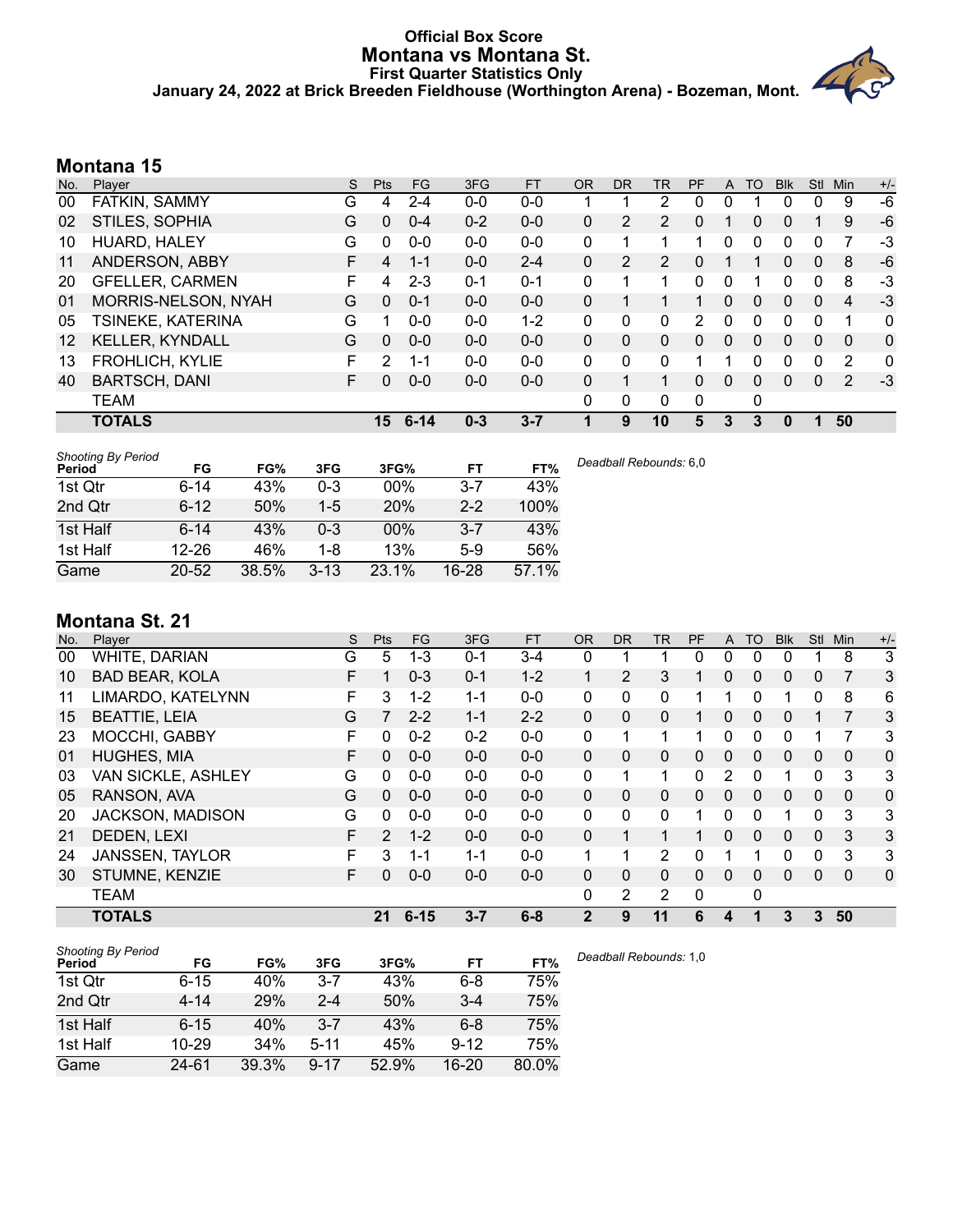# Official Box Score
# Montana vs Montana St.
### First Quarter Statistics Only
### January 24, 2022 at Brick Breeden Fieldhouse (Worthington Arena) - Bozeman, Mont.

## Montana 15

| No. | Player | S | Pts | FG | 3FG | FT | OR | DR | TR | PF | A | TO | Blk | Stl | Min | +/- |
|---|---|---|---|---|---|---|---|---|---|---|---|---|---|---|---|---|
| 00 | FATKIN, SAMMY | G | 4 | 2-4 | 0-0 | 0-0 | 1 | 1 | 2 | 0 | 0 | 1 | 0 | 0 | 9 | -6 |
| 02 | STILES, SOPHIA | G | 0 | 0-4 | 0-2 | 0-0 | 0 | 2 | 2 | 0 | 1 | 0 | 0 | 1 | 9 | -6 |
| 10 | HUARD, HALEY | G | 0 | 0-0 | 0-0 | 0-0 | 0 | 1 | 1 | 1 | 0 | 0 | 0 | 0 | 7 | -3 |
| 11 | ANDERSON, ABBY | F | 4 | 1-1 | 0-0 | 2-4 | 0 | 2 | 2 | 0 | 1 | 1 | 0 | 0 | 8 | -6 |
| 20 | GFELLER, CARMEN | F | 4 | 2-3 | 0-1 | 0-1 | 0 | 1 | 1 | 0 | 0 | 1 | 0 | 0 | 8 | -3 |
| 01 | MORRIS-NELSON, NYAH | G | 0 | 0-1 | 0-0 | 0-0 | 0 | 1 | 1 | 1 | 0 | 0 | 0 | 0 | 4 | -3 |
| 05 | TSINEKE, KATERINA | G | 1 | 0-0 | 0-0 | 1-2 | 0 | 0 | 0 | 2 | 0 | 0 | 0 | 0 | 1 | 0 |
| 12 | KELLER, KYNDALL | G | 0 | 0-0 | 0-0 | 0-0 | 0 | 0 | 0 | 0 | 0 | 0 | 0 | 0 | 0 | 0 |
| 13 | FROHLICH, KYLIE | F | 2 | 1-1 | 0-0 | 0-0 | 0 | 0 | 0 | 1 | 1 | 0 | 0 | 0 | 2 | 0 |
| 40 | BARTSCH, DANI | F | 0 | 0-0 | 0-0 | 0-0 | 0 | 1 | 1 | 0 | 0 | 0 | 0 | 0 | 2 | -3 |
| | TEAM | | | | | | 0 | 0 | 0 | 0 | | 0 | | | | |
| | **TOTALS** | | **15** | **6-14** | **0-3** | **3-7** | **1** | **9** | **10** | **5** | **3** | **3** | **0** | **1** | **50** | |

*Shooting By Period*

| Period | FG | FG% | 3FG | 3FG% | FT | FT% |
|---|---|---|---|---|---|---|
| 1st Qtr | 6-14 | 43% | 0-3 | 00% | 3-7 | 43% |
| 2nd Qtr | 6-12 | 50% | 1-5 | 20% | 2-2 | 100% |
| 1st Half | 6-14 | 43% | 0-3 | 00% | 3-7 | 43% |
| 1st Half | 12-26 | 46% | 1-8 | 13% | 5-9 | 56% |
| Game | 20-52 | 38.5% | 3-13 | 23.1% | 16-28 | 57.1% |

*Deadball Rebounds:* 6,0

## Montana St. 21

| No. | Player | S | Pts | FG | 3FG | FT | OR | DR | TR | PF | A | TO | Blk | Stl | Min | +/- |
|---|---|---|---|---|---|---|---|---|---|---|---|---|---|---|---|---|
| 00 | WHITE, DARIAN | G | 5 | 1-3 | 0-1 | 3-4 | 0 | 1 | 1 | 0 | 0 | 0 | 0 | 1 | 8 | 3 |
| 10 | BAD BEAR, KOLA | F | 1 | 0-3 | 0-1 | 1-2 | 1 | 2 | 3 | 1 | 0 | 0 | 0 | 0 | 7 | 3 |
| 11 | LIMARDO, KATELYNN | F | 3 | 1-2 | 1-1 | 0-0 | 0 | 0 | 0 | 1 | 1 | 0 | 1 | 0 | 8 | 6 |
| 15 | BEATTIE, LEIA | G | 7 | 2-2 | 1-1 | 2-2 | 0 | 0 | 0 | 1 | 0 | 0 | 0 | 1 | 7 | 3 |
| 23 | MOCCHI, GABBY | F | 0 | 0-2 | 0-2 | 0-0 | 0 | 1 | 1 | 1 | 0 | 0 | 0 | 1 | 7 | 3 |
| 01 | HUGHES, MIA | F | 0 | 0-0 | 0-0 | 0-0 | 0 | 0 | 0 | 0 | 0 | 0 | 0 | 0 | 0 | 0 |
| 03 | VAN SICKLE, ASHLEY | G | 0 | 0-0 | 0-0 | 0-0 | 0 | 1 | 1 | 0 | 2 | 0 | 1 | 0 | 3 | 3 |
| 05 | RANSON, AVA | G | 0 | 0-0 | 0-0 | 0-0 | 0 | 0 | 0 | 0 | 0 | 0 | 0 | 0 | 0 | 0 |
| 20 | JACKSON, MADISON | G | 0 | 0-0 | 0-0 | 0-0 | 0 | 0 | 0 | 1 | 0 | 0 | 1 | 0 | 3 | 3 |
| 21 | DEDEN, LEXI | F | 2 | 1-2 | 0-0 | 0-0 | 0 | 1 | 1 | 1 | 0 | 0 | 0 | 0 | 3 | 3 |
| 24 | JANSSEN, TAYLOR | F | 3 | 1-1 | 1-1 | 0-0 | 1 | 1 | 2 | 0 | 1 | 1 | 0 | 0 | 3 | 3 |
| 30 | STUMNE, KENZIE | F | 0 | 0-0 | 0-0 | 0-0 | 0 | 0 | 0 | 0 | 0 | 0 | 0 | 0 | 0 | 0 |
| | TEAM | | | | | | 0 | 2 | 2 | 0 | | 0 | | | | |
| | **TOTALS** | | **21** | **6-15** | **3-7** | **6-8** | **2** | **9** | **11** | **6** | **4** | **1** | **3** | **3** | **50** | |

*Shooting By Period*

| Period | FG | FG% | 3FG | 3FG% | FT | FT% |
|---|---|---|---|---|---|---|
| 1st Qtr | 6-15 | 40% | 3-7 | 43% | 6-8 | 75% |
| 2nd Qtr | 4-14 | 29% | 2-4 | 50% | 3-4 | 75% |
| 1st Half | 6-15 | 40% | 3-7 | 43% | 6-8 | 75% |
| 1st Half | 10-29 | 34% | 5-11 | 45% | 9-12 | 75% |
| Game | 24-61 | 39.3% | 9-17 | 52.9% | 16-20 | 80.0% |

*Deadball Rebounds:* 1,0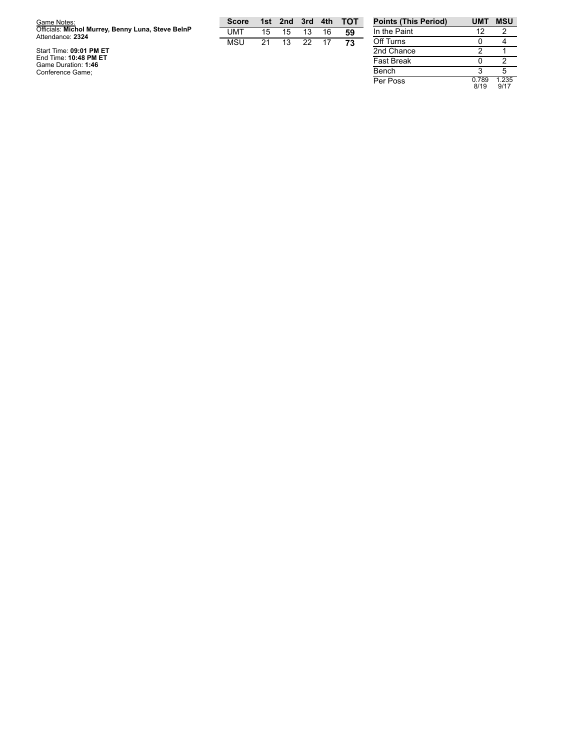Game Notes:
Officials: **Michol Murrey, Benny Luna, Steve BelnP**
Attendance: **2324**

Start Time: **09:01 PM ET**
End Time: **10:48 PM ET**
Game Duration: **1:46**
Conference Game;

| Score | 1st | 2nd | 3rd | 4th | TOT |
| --- | --- | --- | --- | --- | --- |
| UMT | 15 | 15 | 13 | 16 | **59** |
| MSU | 21 | 13 | 22 | 17 | **73** |

| Points (This Period) | UMT | MSU |
| --- | --- | --- |
| In the Paint | 12 | 2 |
| Off Turns | 0 | 4 |
| 2nd Chance | 2 | 1 |
| Fast Break | 0 | 2 |
| Bench | 3 | 5 |
| Per Poss | 0.789 8/19 | 1.235 9/17 |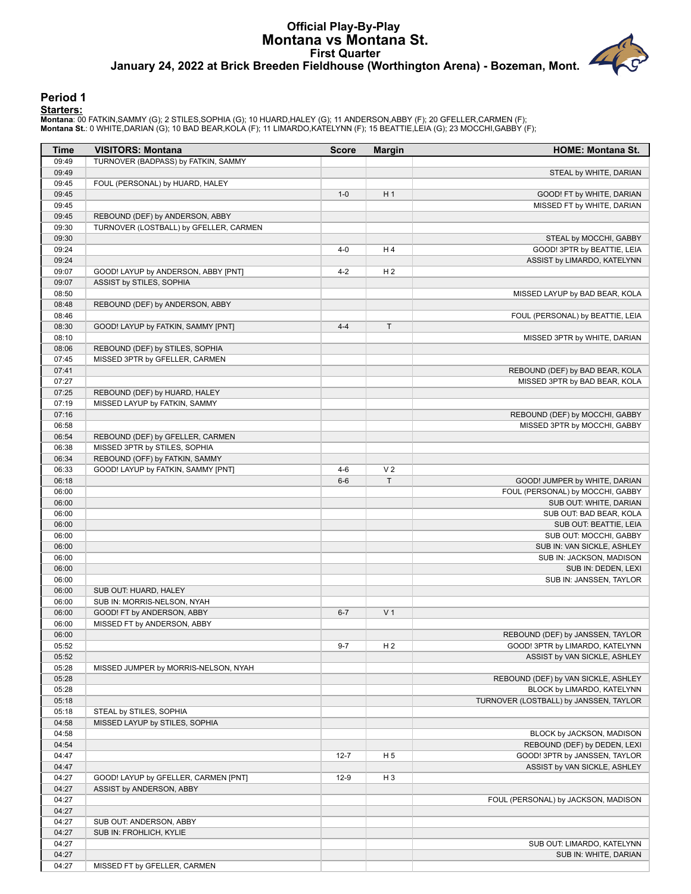# Official Play-By-Play
# Montana vs Montana St.
## First Quarter
### January 24, 2022 at Brick Breeden Fieldhouse (Worthington Arena) - Bozeman, Mont.

## Period 1

**Starters:**

**Montana**: 00 FATKIN,SAMMY (G); 2 STILES,SOPHIA (G); 10 HUARD,HALEY (G); 11 ANDERSON,ABBY (F); 20 GFELLER,CARMEN (F);
**Montana St.**: 0 WHITE,DARIAN (G); 10 BAD BEAR,KOLA (F); 11 LIMARDO,KATELYNN (F); 15 BEATTIE,LEIA (G); 23 MOCCHI,GABBY (F);

| Time | VISITORS: Montana | Score | Margin | HOME: Montana St. |
|---|---|---|---|---|
| 09:49 | TURNOVER (BADPASS) by FATKIN, SAMMY | | | |
| 09:49 | | | | STEAL by WHITE, DARIAN |
| 09:45 | FOUL (PERSONAL) by HUARD, HALEY | | | |
| 09:45 | | 1-0 | H 1 | GOOD! FT by WHITE, DARIAN |
| 09:45 | | | | MISSED FT by WHITE, DARIAN |
| 09:45 | REBOUND (DEF) by ANDERSON, ABBY | | | |
| 09:30 | TURNOVER (LOSTBALL) by GFELLER, CARMEN | | | |
| 09:30 | | | | STEAL by MOCCHI, GABBY |
| 09:24 | | 4-0 | H 4 | GOOD! 3PTR by BEATTIE, LEIA |
| 09:24 | | | | ASSIST by LIMARDO, KATELYNN |
| 09:07 | GOOD! LAYUP by ANDERSON, ABBY [PNT] | 4-2 | H 2 | |
| 09:07 | ASSIST by STILES, SOPHIA | | | |
| 08:50 | | | | MISSED LAYUP by BAD BEAR, KOLA |
| 08:48 | REBOUND (DEF) by ANDERSON, ABBY | | | |
| 08:46 | | | | FOUL (PERSONAL) by BEATTIE, LEIA |
| 08:30 | GOOD! LAYUP by FATKIN, SAMMY [PNT] | 4-4 | T | |
| 08:10 | | | | MISSED 3PTR by WHITE, DARIAN |
| 08:06 | REBOUND (DEF) by STILES, SOPHIA | | | |
| 07:45 | MISSED 3PTR by GFELLER, CARMEN | | | |
| 07:41 | | | | REBOUND (DEF) by BAD BEAR, KOLA |
| 07:27 | | | | MISSED 3PTR by BAD BEAR, KOLA |
| 07:25 | REBOUND (DEF) by HUARD, HALEY | | | |
| 07:19 | MISSED LAYUP by FATKIN, SAMMY | | | |
| 07:16 | | | | REBOUND (DEF) by MOCCHI, GABBY |
| 06:58 | | | | MISSED 3PTR by MOCCHI, GABBY |
| 06:54 | REBOUND (DEF) by GFELLER, CARMEN | | | |
| 06:38 | MISSED 3PTR by STILES, SOPHIA | | | |
| 06:34 | REBOUND (OFF) by FATKIN, SAMMY | | | |
| 06:33 | GOOD! LAYUP by FATKIN, SAMMY [PNT] | 4-6 | V 2 | |
| 06:18 | | 6-6 | T | GOOD! JUMPER by WHITE, DARIAN |
| 06:00 | | | | FOUL (PERSONAL) by MOCCHI, GABBY |
| 06:00 | | | | SUB OUT: WHITE, DARIAN |
| 06:00 | | | | SUB OUT: BAD BEAR, KOLA |
| 06:00 | | | | SUB OUT: BEATTIE, LEIA |
| 06:00 | | | | SUB OUT: MOCCHI, GABBY |
| 06:00 | | | | SUB IN: VAN SICKLE, ASHLEY |
| 06:00 | | | | SUB IN: JACKSON, MADISON |
| 06:00 | | | | SUB IN: DEDEN, LEXI |
| 06:00 | | | | SUB IN: JANSSEN, TAYLOR |
| 06:00 | SUB OUT: HUARD, HALEY | | | |
| 06:00 | SUB IN: MORRIS-NELSON, NYAH | | | |
| 06:00 | GOOD! FT by ANDERSON, ABBY | 6-7 | V 1 | |
| 06:00 | MISSED FT by ANDERSON, ABBY | | | |
| 06:00 | | | | REBOUND (DEF) by JANSSEN, TAYLOR |
| 05:52 | | 9-7 | H 2 | GOOD! 3PTR by LIMARDO, KATELYNN |
| 05:52 | | | | ASSIST by VAN SICKLE, ASHLEY |
| 05:28 | MISSED JUMPER by MORRIS-NELSON, NYAH | | | |
| 05:28 | | | | REBOUND (DEF) by VAN SICKLE, ASHLEY |
| 05:28 | | | | BLOCK by LIMARDO, KATELYNN |
| 05:18 | | | | TURNOVER (LOSTBALL) by JANSSEN, TAYLOR |
| 05:18 | STEAL by STILES, SOPHIA | | | |
| 04:58 | MISSED LAYUP by STILES, SOPHIA | | | |
| 04:58 | | | | BLOCK by JACKSON, MADISON |
| 04:54 | | | | REBOUND (DEF) by DEDEN, LEXI |
| 04:47 | | 12-7 | H 5 | GOOD! 3PTR by JANSSEN, TAYLOR |
| 04:47 | | | | ASSIST by VAN SICKLE, ASHLEY |
| 04:27 | GOOD! LAYUP by GFELLER, CARMEN [PNT] | 12-9 | H 3 | |
| 04:27 | ASSIST by ANDERSON, ABBY | | | |
| 04:27 | | | | FOUL (PERSONAL) by JACKSON, MADISON |
| 04:27 | | | | |
| 04:27 | SUB OUT: ANDERSON, ABBY | | | |
| 04:27 | SUB IN: FROHLICH, KYLIE | | | |
| 04:27 | | | | SUB OUT: LIMARDO, KATELYNN |
| 04:27 | | | | SUB IN: WHITE, DARIAN |
| 04:27 | MISSED FT by GFELLER, CARMEN | | | |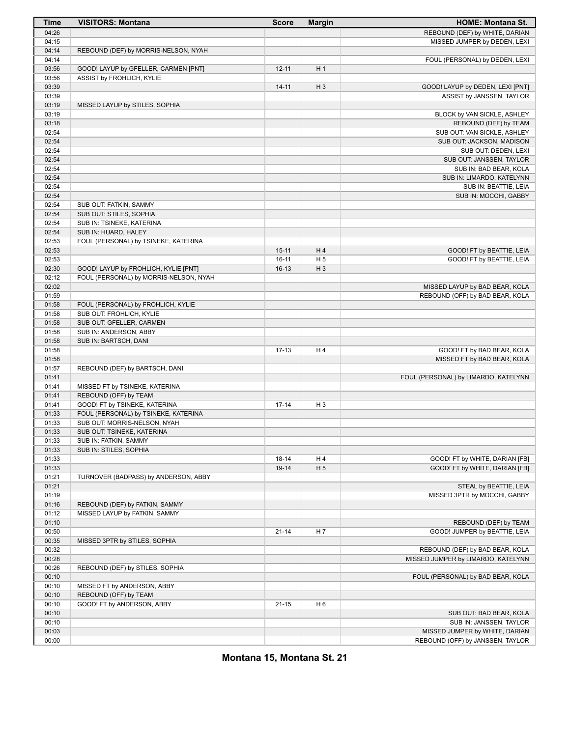| Time | VISITORS: Montana | Score | Margin | HOME: Montana St. |
|---|---|---|---|---|
| 04:26 | | | | REBOUND (DEF) by WHITE, DARIAN |
| 04:15 | | | | MISSED JUMPER by DEDEN, LEXI |
| 04:14 | REBOUND (DEF) by MORRIS-NELSON, NYAH | | | |
| 04:14 | | | | FOUL (PERSONAL) by DEDEN, LEXI |
| 03:56 | GOOD! LAYUP by GFELLER, CARMEN [PNT] | 12-11 | H 1 | |
| 03:56 | ASSIST by FROHLICH, KYLIE | | | |
| 03:39 | | 14-11 | H 3 | GOOD! LAYUP by DEDEN, LEXI [PNT] |
| 03:39 | | | | ASSIST by JANSSEN, TAYLOR |
| 03:19 | MISSED LAYUP by STILES, SOPHIA | | | |
| 03:19 | | | | BLOCK by VAN SICKLE, ASHLEY |
| 03:18 | | | | REBOUND (DEF) by TEAM |
| 02:54 | | | | SUB OUT: VAN SICKLE, ASHLEY |
| 02:54 | | | | SUB OUT: JACKSON, MADISON |
| 02:54 | | | | SUB OUT: DEDEN, LEXI |
| 02:54 | | | | SUB OUT: JANSSEN, TAYLOR |
| 02:54 | | | | SUB IN: BAD BEAR, KOLA |
| 02:54 | | | | SUB IN: LIMARDO, KATELYNN |
| 02:54 | | | | SUB IN: BEATTIE, LEIA |
| 02:54 | | | | SUB IN: MOCCHI, GABBY |
| 02:54 | SUB OUT: FATKIN, SAMMY | | | |
| 02:54 | SUB OUT: STILES, SOPHIA | | | |
| 02:54 | SUB IN: TSINEKE, KATERINA | | | |
| 02:54 | SUB IN: HUARD, HALEY | | | |
| 02:53 | FOUL (PERSONAL) by TSINEKE, KATERINA | | | |
| 02:53 | | 15-11 | H 4 | GOOD! FT by BEATTIE, LEIA |
| 02:53 | | 16-11 | H 5 | GOOD! FT by BEATTIE, LEIA |
| 02:30 | GOOD! LAYUP by FROHLICH, KYLIE [PNT] | 16-13 | H 3 | |
| 02:12 | FOUL (PERSONAL) by MORRIS-NELSON, NYAH | | | |
| 02:02 | | | | MISSED LAYUP by BAD BEAR, KOLA |
| 01:59 | | | | REBOUND (OFF) by BAD BEAR, KOLA |
| 01:58 | FOUL (PERSONAL) by FROHLICH, KYLIE | | | |
| 01:58 | SUB OUT: FROHLICH, KYLIE | | | |
| 01:58 | SUB OUT: GFELLER, CARMEN | | | |
| 01:58 | SUB IN: ANDERSON, ABBY | | | |
| 01:58 | SUB IN: BARTSCH, DANI | | | |
| 01:58 | | 17-13 | H 4 | GOOD! FT by BAD BEAR, KOLA |
| 01:58 | | | | MISSED FT by BAD BEAR, KOLA |
| 01:57 | REBOUND (DEF) by BARTSCH, DANI | | | |
| 01:41 | | | | FOUL (PERSONAL) by LIMARDO, KATELYNN |
| 01:41 | MISSED FT by TSINEKE, KATERINA | | | |
| 01:41 | REBOUND (OFF) by TEAM | | | |
| 01:41 | GOOD! FT by TSINEKE, KATERINA | 17-14 | H 3 | |
| 01:33 | FOUL (PERSONAL) by TSINEKE, KATERINA | | | |
| 01:33 | SUB OUT: MORRIS-NELSON, NYAH | | | |
| 01:33 | SUB OUT: TSINEKE, KATERINA | | | |
| 01:33 | SUB IN: FATKIN, SAMMY | | | |
| 01:33 | SUB IN: STILES, SOPHIA | | | |
| 01:33 | | 18-14 | H 4 | GOOD! FT by WHITE, DARIAN [FB] |
| 01:33 | | 19-14 | H 5 | GOOD! FT by WHITE, DARIAN [FB] |
| 01:21 | TURNOVER (BADPASS) by ANDERSON, ABBY | | | |
| 01:21 | | | | STEAL by BEATTIE, LEIA |
| 01:19 | | | | MISSED 3PTR by MOCCHI, GABBY |
| 01:16 | REBOUND (DEF) by FATKIN, SAMMY | | | |
| 01:12 | MISSED LAYUP by FATKIN, SAMMY | | | |
| 01:10 | | | | REBOUND (DEF) by TEAM |
| 00:50 | | 21-14 | H 7 | GOOD! JUMPER by BEATTIE, LEIA |
| 00:35 | MISSED 3PTR by STILES, SOPHIA | | | |
| 00:32 | | | | REBOUND (DEF) by BAD BEAR, KOLA |
| 00:28 | | | | MISSED JUMPER by LIMARDO, KATELYNN |
| 00:26 | REBOUND (DEF) by STILES, SOPHIA | | | |
| 00:10 | | | | FOUL (PERSONAL) by BAD BEAR, KOLA |
| 00:10 | MISSED FT by ANDERSON, ABBY | | | |
| 00:10 | REBOUND (OFF) by TEAM | | | |
| 00:10 | GOOD! FT by ANDERSON, ABBY | 21-15 | H 6 | |
| 00:10 | | | | SUB OUT: BAD BEAR, KOLA |
| 00:10 | | | | SUB IN: JANSSEN, TAYLOR |
| 00:03 | | | | MISSED JUMPER by WHITE, DARIAN |
| 00:00 | | | | REBOUND (OFF) by JANSSEN, TAYLOR |

**Montana 15, Montana St. 21**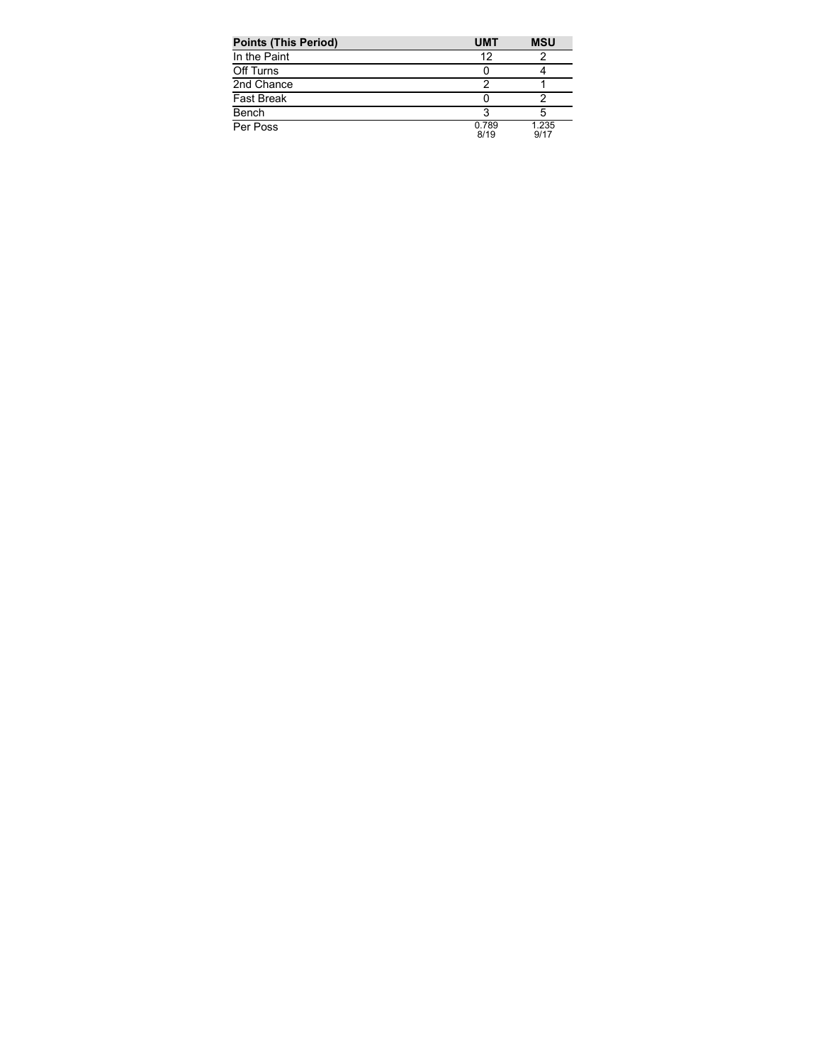| Points (This Period) | UMT | MSU |
| --- | --- | --- |
| In the Paint | 12 | 2 |
| Off Turns | 0 | 4 |
| 2nd Chance | 2 | 1 |
| Fast Break | 0 | 2 |
| Bench | 3 | 5 |
| Per Poss | 0.789 8/19 | 1.235 9/17 |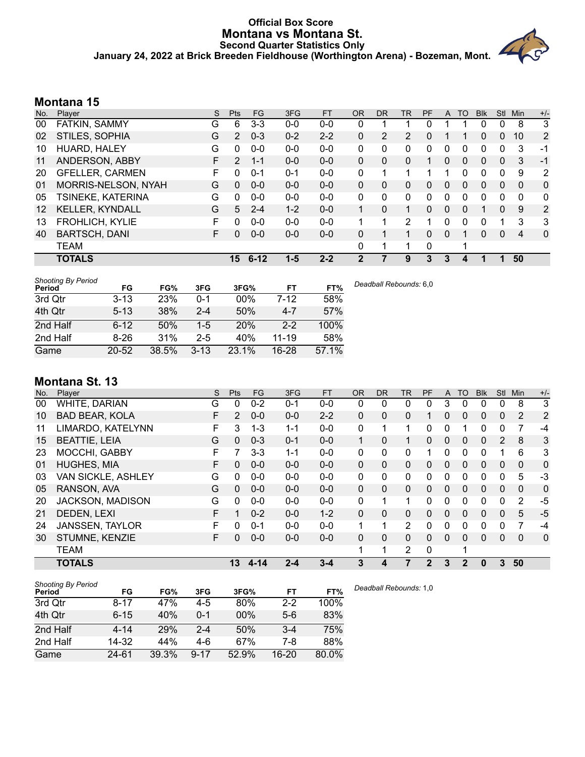# Official Box Score
## Montana vs Montana St.
### Second Quarter Statistics Only
### January 24, 2022 at Brick Breeden Fieldhouse (Worthington Arena) - Bozeman, Mont.

## Montana 15

| No. | Player | S | Pts | FG | 3FG | FT | OR | DR | TR | PF | A | TO | Blk | Stl | Min | +/- |
|---|---|---|---|---|---|---|---|---|---|---|---|---|---|---|---|---|
| 00 | FATKIN, SAMMY | G | 6 | 3-3 | 0-0 | 0-0 | 0 | 1 | 1 | 0 | 1 | 1 | 0 | 0 | 8 | 3 |
| 02 | STILES, SOPHIA | G | 2 | 0-3 | 0-2 | 2-2 | 0 | 2 | 2 | 0 | 1 | 1 | 0 | 0 | 10 | 2 |
| 10 | HUARD, HALEY | G | 0 | 0-0 | 0-0 | 0-0 | 0 | 0 | 0 | 0 | 0 | 0 | 0 | 0 | 3 | -1 |
| 11 | ANDERSON, ABBY | F | 2 | 1-1 | 0-0 | 0-0 | 0 | 0 | 0 | 1 | 0 | 0 | 0 | 0 | 3 | -1 |
| 20 | GFELLER, CARMEN | F | 0 | 0-1 | 0-1 | 0-0 | 0 | 1 | 1 | 1 | 1 | 0 | 0 | 0 | 9 | 2 |
| 01 | MORRIS-NELSON, NYAH | G | 0 | 0-0 | 0-0 | 0-0 | 0 | 0 | 0 | 0 | 0 | 0 | 0 | 0 | 0 | 0 |
| 05 | TSINEKE, KATERINA | G | 0 | 0-0 | 0-0 | 0-0 | 0 | 0 | 0 | 0 | 0 | 0 | 0 | 0 | 0 | 0 |
| 12 | KELLER, KYNDALL | G | 5 | 2-4 | 1-2 | 0-0 | 1 | 0 | 1 | 0 | 0 | 0 | 1 | 0 | 9 | 2 |
| 13 | FROHLICH, KYLIE | F | 0 | 0-0 | 0-0 | 0-0 | 1 | 1 | 2 | 1 | 0 | 0 | 0 | 1 | 3 | 3 |
| 40 | BARTSCH, DANI | F | 0 | 0-0 | 0-0 | 0-0 | 0 | 1 | 1 | 0 | 0 | 1 | 0 | 0 | 4 | 0 |
| | TEAM | | | | | | 0 | 1 | 1 | 0 | | 1 | | | | |
| | **TOTALS** | | **15** | **6-12** | **1-5** | **2-2** | **2** | **7** | **9** | **3** | **3** | **4** | **1** | **1** | **50** | |

*Shooting By Period*

| Period | FG | FG% | 3FG | 3FG% | FT | FT% |
|---|---|---|---|---|---|---|
| 3rd Qtr | 3-13 | 23% | 0-1 | 00% | 7-12 | 58% |
| 4th Qtr | 5-13 | 38% | 2-4 | 50% | 4-7 | 57% |
| 2nd Half | 6-12 | 50% | 1-5 | 20% | 2-2 | 100% |
| 2nd Half | 8-26 | 31% | 2-5 | 40% | 11-19 | 58% |
| Game | 20-52 | 38.5% | 3-13 | 23.1% | 16-28 | 57.1% |

*Deadball Rebounds:* 6,0

## Montana St. 13

| No. | Player | S | Pts | FG | 3FG | FT | OR | DR | TR | PF | A | TO | Blk | Stl | Min | +/- |
|---|---|---|---|---|---|---|---|---|---|---|---|---|---|---|---|---|
| 00 | WHITE, DARIAN | G | 0 | 0-2 | 0-1 | 0-0 | 0 | 0 | 0 | 0 | 3 | 0 | 0 | 0 | 8 | 3 |
| 10 | BAD BEAR, KOLA | F | 2 | 0-0 | 0-0 | 2-2 | 0 | 0 | 0 | 1 | 0 | 0 | 0 | 0 | 2 | 2 |
| 11 | LIMARDO, KATELYNN | F | 3 | 1-3 | 1-1 | 0-0 | 0 | 1 | 1 | 0 | 0 | 1 | 0 | 0 | 7 | -4 |
| 15 | BEATTIE, LEIA | G | 0 | 0-3 | 0-1 | 0-0 | 1 | 0 | 1 | 0 | 0 | 0 | 0 | 2 | 8 | 3 |
| 23 | MOCCHI, GABBY | F | 7 | 3-3 | 1-1 | 0-0 | 0 | 0 | 0 | 1 | 0 | 0 | 0 | 1 | 6 | 3 |
| 01 | HUGHES, MIA | F | 0 | 0-0 | 0-0 | 0-0 | 0 | 0 | 0 | 0 | 0 | 0 | 0 | 0 | 0 | 0 |
| 03 | VAN SICKLE, ASHLEY | G | 0 | 0-0 | 0-0 | 0-0 | 0 | 0 | 0 | 0 | 0 | 0 | 0 | 0 | 5 | -3 |
| 05 | RANSON, AVA | G | 0 | 0-0 | 0-0 | 0-0 | 0 | 0 | 0 | 0 | 0 | 0 | 0 | 0 | 0 | 0 |
| 20 | JACKSON, MADISON | G | 0 | 0-0 | 0-0 | 0-0 | 0 | 1 | 1 | 0 | 0 | 0 | 0 | 0 | 2 | -5 |
| 21 | DEDEN, LEXI | F | 1 | 0-2 | 0-0 | 1-2 | 0 | 0 | 0 | 0 | 0 | 0 | 0 | 0 | 5 | -5 |
| 24 | JANSSEN, TAYLOR | F | 0 | 0-1 | 0-0 | 0-0 | 1 | 1 | 2 | 0 | 0 | 0 | 0 | 0 | 7 | -4 |
| 30 | STUMNE, KENZIE | F | 0 | 0-0 | 0-0 | 0-0 | 0 | 0 | 0 | 0 | 0 | 0 | 0 | 0 | 0 | 0 |
| | TEAM | | | | | | 1 | 1 | 2 | 0 | | 1 | | | | |
| | **TOTALS** | | **13** | **4-14** | **2-4** | **3-4** | **3** | **4** | **7** | **2** | **3** | **2** | **0** | **3** | **50** | |

*Shooting By Period*

| Period | FG | FG% | 3FG | 3FG% | FT | FT% |
|---|---|---|---|---|---|---|
| 3rd Qtr | 8-17 | 47% | 4-5 | 80% | 2-2 | 100% |
| 4th Qtr | 6-15 | 40% | 0-1 | 00% | 5-6 | 83% |
| 2nd Half | 4-14 | 29% | 2-4 | 50% | 3-4 | 75% |
| 2nd Half | 14-32 | 44% | 4-6 | 67% | 7-8 | 88% |
| Game | 24-61 | 39.3% | 9-17 | 52.9% | 16-20 | 80.0% |

*Deadball Rebounds:* 1,0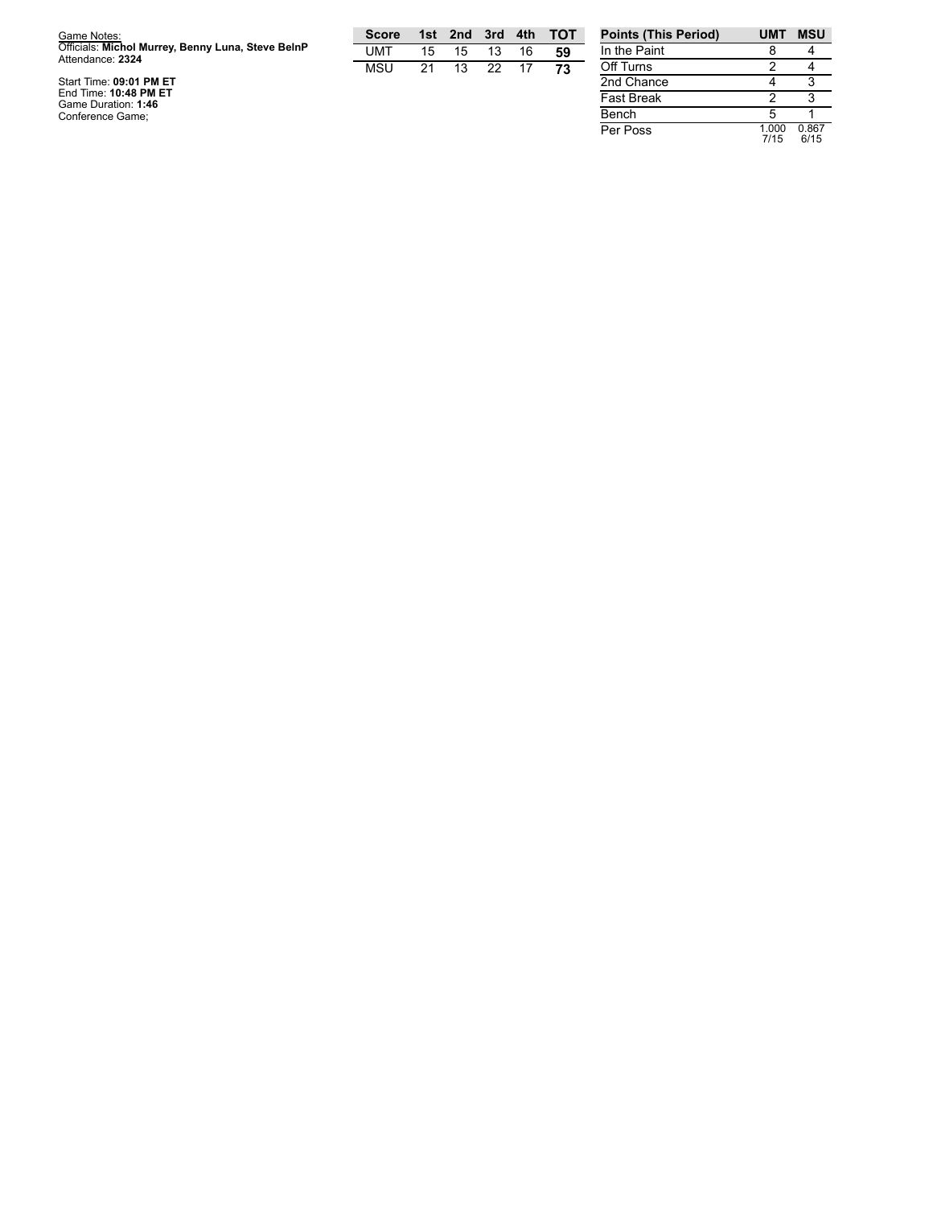Game Notes:
Officials: **Michol Murrey, Benny Luna, Steve BelnP**
Attendance: **2324**

Start Time: **09:01 PM ET**
End Time: **10:48 PM ET**
Game Duration: **1:46**
Conference Game;

| Score | 1st | 2nd | 3rd | 4th | TOT |
|---|---|---|---|---|---|
| UMT | 15 | 15 | 13 | 16 | **59** |
| MSU | 21 | 13 | 22 | 17 | **73** |

| Points (This Period) | UMT | MSU |
|---|---|---|
| In the Paint | 8 | 4 |
| Off Turns | 2 | 4 |
| 2nd Chance | 4 | 3 |
| Fast Break | 2 | 3 |
| Bench | 5 | 1 |
| Per Poss | 1.000 7/15 | 0.867 6/15 |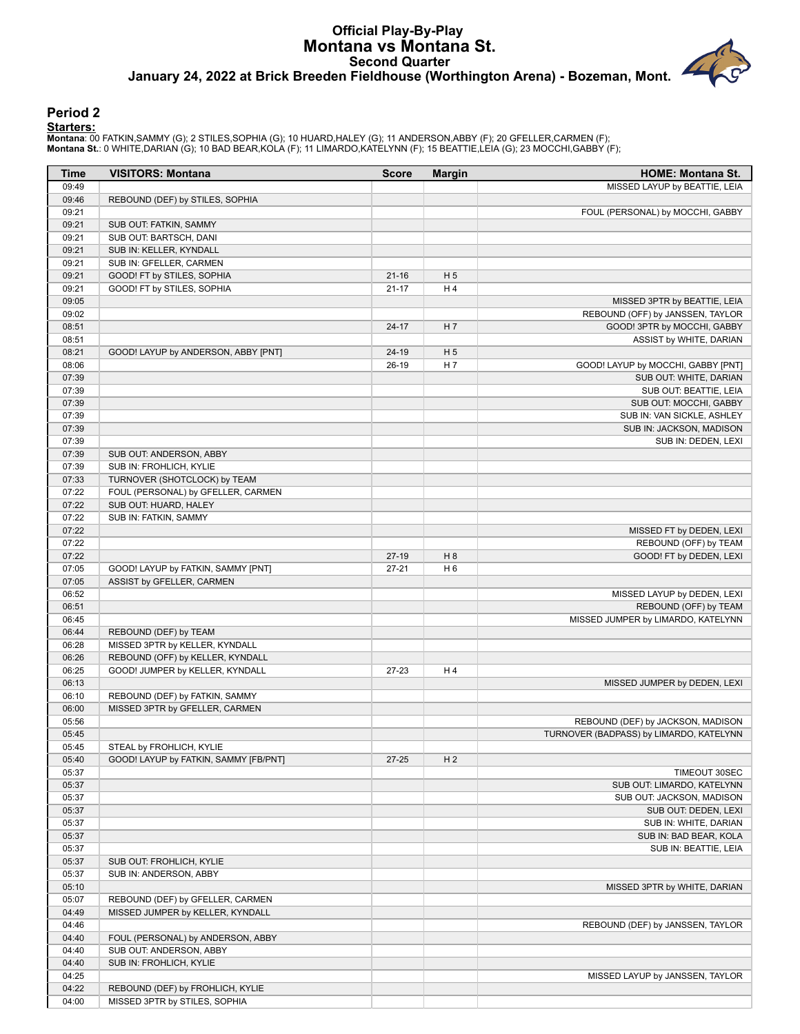# Official Play-By-Play
# Montana vs Montana St.
## Second Quarter
### January 24, 2022 at Brick Breeden Fieldhouse (Worthington Arena) - Bozeman, Mont.

## Period 2

**Starters:**

**Montana**: 00 FATKIN,SAMMY (G); 2 STILES,SOPHIA (G); 10 HUARD,HALEY (G); 11 ANDERSON,ABBY (F); 20 GFELLER,CARMEN (F);
**Montana St.**: 0 WHITE,DARIAN (G); 10 BAD BEAR,KOLA (F); 11 LIMARDO,KATELYNN (F); 15 BEATTIE,LEIA (G); 23 MOCCHI,GABBY (F);

| Time | VISITORS: Montana | Score | Margin | HOME: Montana St. |
|---|---|---|---|---|
| 09:49 | | | | MISSED LAYUP by BEATTIE, LEIA |
| 09:46 | REBOUND (DEF) by STILES, SOPHIA | | | |
| 09:21 | | | | FOUL (PERSONAL) by MOCCHI, GABBY |
| 09:21 | SUB OUT: FATKIN, SAMMY | | | |
| 09:21 | SUB OUT: BARTSCH, DANI | | | |
| 09:21 | SUB IN: KELLER, KYNDALL | | | |
| 09:21 | SUB IN: GFELLER, CARMEN | | | |
| 09:21 | GOOD! FT by STILES, SOPHIA | 21-16 | H 5 | |
| 09:21 | GOOD! FT by STILES, SOPHIA | 21-17 | H 4 | |
| 09:05 | | | | MISSED 3PTR by BEATTIE, LEIA |
| 09:02 | | | | REBOUND (OFF) by JANSSEN, TAYLOR |
| 08:51 | | 24-17 | H 7 | GOOD! 3PTR by MOCCHI, GABBY |
| 08:51 | | | | ASSIST by WHITE, DARIAN |
| 08:21 | GOOD! LAYUP by ANDERSON, ABBY [PNT] | 24-19 | H 5 | |
| 08:06 | | 26-19 | H 7 | GOOD! LAYUP by MOCCHI, GABBY [PNT] |
| 07:39 | | | | SUB OUT: WHITE, DARIAN |
| 07:39 | | | | SUB OUT: BEATTIE, LEIA |
| 07:39 | | | | SUB OUT: MOCCHI, GABBY |
| 07:39 | | | | SUB IN: VAN SICKLE, ASHLEY |
| 07:39 | | | | SUB IN: JACKSON, MADISON |
| 07:39 | | | | SUB IN: DEDEN, LEXI |
| 07:39 | SUB OUT: ANDERSON, ABBY | | | |
| 07:39 | SUB IN: FROHLICH, KYLIE | | | |
| 07:33 | TURNOVER (SHOTCLOCK) by TEAM | | | |
| 07:22 | FOUL (PERSONAL) by GFELLER, CARMEN | | | |
| 07:22 | SUB OUT: HUARD, HALEY | | | |
| 07:22 | SUB IN: FATKIN, SAMMY | | | |
| 07:22 | | | | MISSED FT by DEDEN, LEXI |
| 07:22 | | | | REBOUND (OFF) by TEAM |
| 07:22 | | 27-19 | H 8 | GOOD! FT by DEDEN, LEXI |
| 07:05 | GOOD! LAYUP by FATKIN, SAMMY [PNT] | 27-21 | H 6 | |
| 07:05 | ASSIST by GFELLER, CARMEN | | | |
| 06:52 | | | | MISSED LAYUP by DEDEN, LEXI |
| 06:51 | | | | REBOUND (OFF) by TEAM |
| 06:45 | | | | MISSED JUMPER by LIMARDO, KATELYNN |
| 06:44 | REBOUND (DEF) by TEAM | | | |
| 06:28 | MISSED 3PTR by KELLER, KYNDALL | | | |
| 06:26 | REBOUND (OFF) by KELLER, KYNDALL | | | |
| 06:25 | GOOD! JUMPER by KELLER, KYNDALL | 27-23 | H 4 | |
| 06:13 | | | | MISSED JUMPER by DEDEN, LEXI |
| 06:10 | REBOUND (DEF) by FATKIN, SAMMY | | | |
| 06:00 | MISSED 3PTR by GFELLER, CARMEN | | | |
| 05:56 | | | | REBOUND (DEF) by JACKSON, MADISON |
| 05:45 | | | | TURNOVER (BADPASS) by LIMARDO, KATELYNN |
| 05:45 | STEAL by FROHLICH, KYLIE | | | |
| 05:40 | GOOD! LAYUP by FATKIN, SAMMY [FB/PNT] | 27-25 | H 2 | |
| 05:37 | | | | TIMEOUT 30SEC |
| 05:37 | | | | SUB OUT: LIMARDO, KATELYNN |
| 05:37 | | | | SUB OUT: JACKSON, MADISON |
| 05:37 | | | | SUB OUT: DEDEN, LEXI |
| 05:37 | | | | SUB IN: WHITE, DARIAN |
| 05:37 | | | | SUB IN: BAD BEAR, KOLA |
| 05:37 | | | | SUB IN: BEATTIE, LEIA |
| 05:37 | SUB OUT: FROHLICH, KYLIE | | | |
| 05:37 | SUB IN: ANDERSON, ABBY | | | |
| 05:10 | | | | MISSED 3PTR by WHITE, DARIAN |
| 05:07 | REBOUND (DEF) by GFELLER, CARMEN | | | |
| 04:49 | MISSED JUMPER by KELLER, KYNDALL | | | |
| 04:46 | | | | REBOUND (DEF) by JANSSEN, TAYLOR |
| 04:40 | FOUL (PERSONAL) by ANDERSON, ABBY | | | |
| 04:40 | SUB OUT: ANDERSON, ABBY | | | |
| 04:40 | SUB IN: FROHLICH, KYLIE | | | |
| 04:25 | | | | MISSED LAYUP by JANSSEN, TAYLOR |
| 04:22 | REBOUND (DEF) by FROHLICH, KYLIE | | | |
| 04:00 | MISSED 3PTR by STILES, SOPHIA | | | |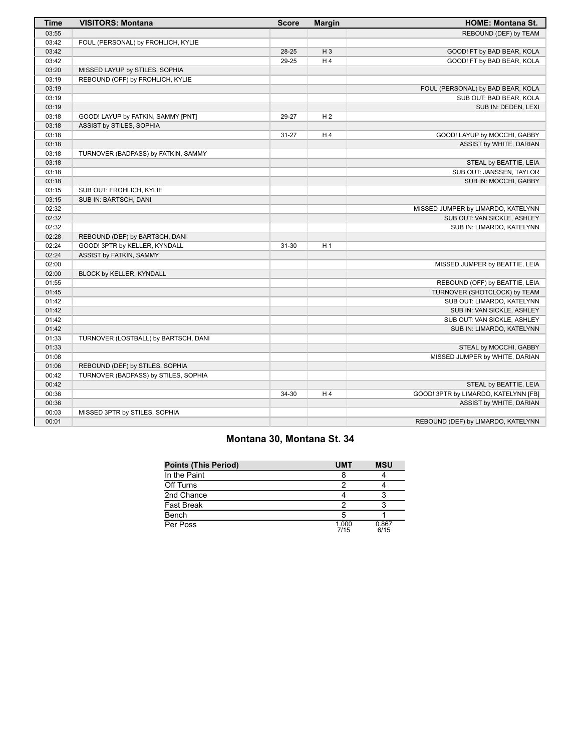| Time | VISITORS: Montana | Score | Margin | HOME: Montana St. |
| --- | --- | --- | --- | --- |
| 03:55 | | | | REBOUND (DEF) by TEAM |
| 03:42 | FOUL (PERSONAL) by FROHLICH, KYLIE | | | |
| 03:42 | | 28-25 | H 3 | GOOD! FT by BAD BEAR, KOLA |
| 03:42 | | 29-25 | H 4 | GOOD! FT by BAD BEAR, KOLA |
| 03:20 | MISSED LAYUP by STILES, SOPHIA | | | |
| 03:19 | REBOUND (OFF) by FROHLICH, KYLIE | | | |
| 03:19 | | | | FOUL (PERSONAL) by BAD BEAR, KOLA |
| 03:19 | | | | SUB OUT: BAD BEAR, KOLA |
| 03:19 | | | | SUB IN: DEDEN, LEXI |
| 03:18 | GOOD! LAYUP by FATKIN, SAMMY [PNT] | 29-27 | H 2 | |
| 03:18 | ASSIST by STILES, SOPHIA | | | |
| 03:18 | | 31-27 | H 4 | GOOD! LAYUP by MOCCHI, GABBY |
| 03:18 | | | | ASSIST by WHITE, DARIAN |
| 03:18 | TURNOVER (BADPASS) by FATKIN, SAMMY | | | |
| 03:18 | | | | STEAL by BEATTIE, LEIA |
| 03:18 | | | | SUB OUT: JANSSEN, TAYLOR |
| 03:18 | | | | SUB IN: MOCCHI, GABBY |
| 03:15 | SUB OUT: FROHLICH, KYLIE | | | |
| 03:15 | SUB IN: BARTSCH, DANI | | | |
| 02:32 | | | | MISSED JUMPER by LIMARDO, KATELYNN |
| 02:32 | | | | SUB OUT: VAN SICKLE, ASHLEY |
| 02:32 | | | | SUB IN: LIMARDO, KATELYNN |
| 02:28 | REBOUND (DEF) by BARTSCH, DANI | | | |
| 02:24 | GOOD! 3PTR by KELLER, KYNDALL | 31-30 | H 1 | |
| 02:24 | ASSIST by FATKIN, SAMMY | | | |
| 02:00 | | | | MISSED JUMPER by BEATTIE, LEIA |
| 02:00 | BLOCK by KELLER, KYNDALL | | | |
| 01:55 | | | | REBOUND (OFF) by BEATTIE, LEIA |
| 01:45 | | | | TURNOVER (SHOTCLOCK) by TEAM |
| 01:42 | | | | SUB OUT: LIMARDO, KATELYNN |
| 01:42 | | | | SUB IN: VAN SICKLE, ASHLEY |
| 01:42 | | | | SUB OUT: VAN SICKLE, ASHLEY |
| 01:42 | | | | SUB IN: LIMARDO, KATELYNN |
| 01:33 | TURNOVER (LOSTBALL) by BARTSCH, DANI | | | |
| 01:33 | | | | STEAL by MOCCHI, GABBY |
| 01:08 | | | | MISSED JUMPER by WHITE, DARIAN |
| 01:06 | REBOUND (DEF) by STILES, SOPHIA | | | |
| 00:42 | TURNOVER (BADPASS) by STILES, SOPHIA | | | |
| 00:42 | | | | STEAL by BEATTIE, LEIA |
| 00:36 | | 34-30 | H 4 | GOOD! 3PTR by LIMARDO, KATELYNN [FB] |
| 00:36 | | | | ASSIST by WHITE, DARIAN |
| 00:03 | MISSED 3PTR by STILES, SOPHIA | | | |
| 00:01 | | | | REBOUND (DEF) by LIMARDO, KATELYNN |

## Montana 30, Montana St. 34

| Points (This Period) | UMT | MSU |
| --- | --- | --- |
| In the Paint | 8 | 4 |
| Off Turns | 2 | 4 |
| 2nd Chance | 4 | 3 |
| Fast Break | 2 | 3 |
| Bench | 5 | 1 |
| Per Poss | 1.000 7/15 | 0.867 6/15 |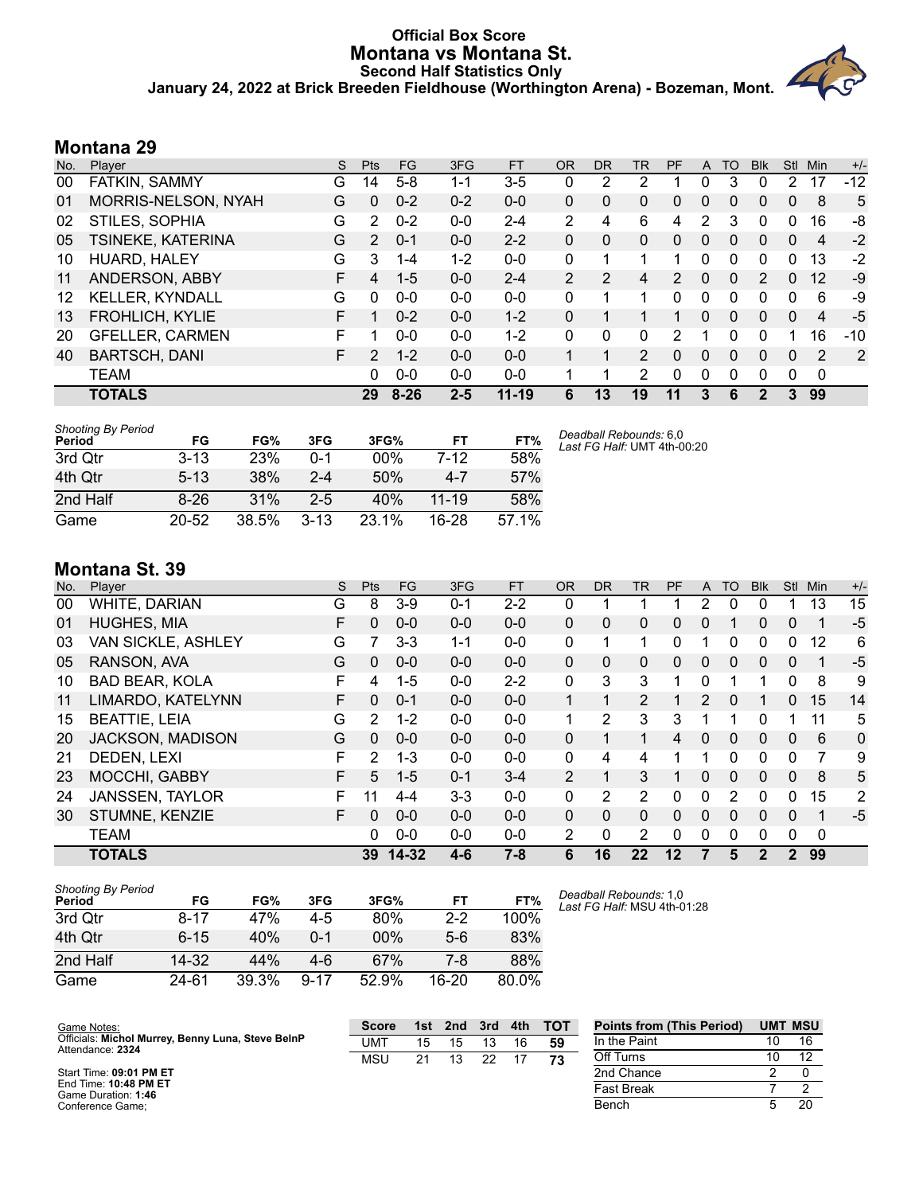# Official Box Score
# Montana vs Montana St.
### Second Half Statistics Only
### January 24, 2022 at Brick Breeden Fieldhouse (Worthington Arena) - Bozeman, Mont.

## Montana 29

| No. | Player | S | Pts | FG | 3FG | FT | OR | DR | TR | PF | A | TO | Blk | Stl | Min | +/- |
|---|---|---|---|---|---|---|---|---|---|---|---|---|---|---|---|---|
| 00 | FATKIN, SAMMY | G | 14 | 5-8 | 1-1 | 3-5 | 0 | 2 | 2 | 1 | 0 | 3 | 0 | 2 | 17 | -12 |
| 01 | MORRIS-NELSON, NYAH | G | 0 | 0-2 | 0-2 | 0-0 | 0 | 0 | 0 | 0 | 0 | 0 | 0 | 0 | 8 | 5 |
| 02 | STILES, SOPHIA | G | 2 | 0-2 | 0-0 | 2-4 | 2 | 4 | 6 | 4 | 2 | 3 | 0 | 0 | 16 | -8 |
| 05 | TSINEKE, KATERINA | G | 2 | 0-1 | 0-0 | 2-2 | 0 | 0 | 0 | 0 | 0 | 0 | 0 | 0 | 4 | -2 |
| 10 | HUARD, HALEY | G | 3 | 1-4 | 1-2 | 0-0 | 0 | 1 | 1 | 1 | 0 | 0 | 0 | 0 | 13 | -2 |
| 11 | ANDERSON, ABBY | F | 4 | 1-5 | 0-0 | 2-4 | 2 | 2 | 4 | 2 | 0 | 0 | 2 | 0 | 12 | -9 |
| 12 | KELLER, KYNDALL | G | 0 | 0-0 | 0-0 | 0-0 | 0 | 1 | 1 | 0 | 0 | 0 | 0 | 0 | 6 | -9 |
| 13 | FROHLICH, KYLIE | F | 1 | 0-2 | 0-0 | 1-2 | 0 | 1 | 1 | 1 | 0 | 0 | 0 | 0 | 4 | -5 |
| 20 | GFELLER, CARMEN | F | 1 | 0-0 | 0-0 | 1-2 | 0 | 0 | 0 | 2 | 1 | 0 | 0 | 1 | 16 | -10 |
| 40 | BARTSCH, DANI | F | 2 | 1-2 | 0-0 | 0-0 | 1 | 1 | 2 | 0 | 0 | 0 | 0 | 0 | 2 | 2 |
| | TEAM | | 0 | 0-0 | 0-0 | 0-0 | 1 | 1 | 2 | 0 | 0 | 0 | 0 | 0 | 0 | |
| | **TOTALS** | | **29** | **8-26** | **2-5** | **11-19** | **6** | **13** | **19** | **11** | **3** | **6** | **2** | **3** | **99** | |

*Shooting By Period*

| Period | FG | FG% | 3FG | 3FG% | FT | FT% |
|---|---|---|---|---|---|---|
| 3rd Qtr | 3-13 | 23% | 0-1 | 00% | 7-12 | 58% |
| 4th Qtr | 5-13 | 38% | 2-4 | 50% | 4-7 | 57% |
| 2nd Half | 8-26 | 31% | 2-5 | 40% | 11-19 | 58% |
| Game | 20-52 | 38.5% | 3-13 | 23.1% | 16-28 | 57.1% |

*Deadball Rebounds:* 6,0
*Last FG Half:* UMT 4th-00:20

## Montana St. 39

| No. | Player | S | Pts | FG | 3FG | FT | OR | DR | TR | PF | A | TO | Blk | Stl | Min | +/- |
|---|---|---|---|---|---|---|---|---|---|---|---|---|---|---|---|---|
| 00 | WHITE, DARIAN | G | 8 | 3-9 | 0-1 | 2-2 | 0 | 1 | 1 | 1 | 2 | 0 | 0 | 1 | 13 | 15 |
| 01 | HUGHES, MIA | F | 0 | 0-0 | 0-0 | 0-0 | 0 | 0 | 0 | 0 | 0 | 1 | 0 | 0 | 1 | -5 |
| 03 | VAN SICKLE, ASHLEY | G | 7 | 3-3 | 1-1 | 0-0 | 0 | 1 | 1 | 0 | 1 | 0 | 0 | 0 | 12 | 6 |
| 05 | RANSON, AVA | G | 0 | 0-0 | 0-0 | 0-0 | 0 | 0 | 0 | 0 | 0 | 0 | 0 | 0 | 1 | -5 |
| 10 | BAD BEAR, KOLA | F | 4 | 1-5 | 0-0 | 2-2 | 0 | 3 | 3 | 1 | 0 | 1 | 1 | 0 | 8 | 9 |
| 11 | LIMARDO, KATELYNN | F | 0 | 0-1 | 0-0 | 0-0 | 1 | 1 | 2 | 1 | 2 | 0 | 1 | 0 | 15 | 14 |
| 15 | BEATTIE, LEIA | G | 2 | 1-2 | 0-0 | 0-0 | 1 | 2 | 3 | 3 | 1 | 1 | 0 | 1 | 11 | 5 |
| 20 | JACKSON, MADISON | G | 0 | 0-0 | 0-0 | 0-0 | 0 | 1 | 1 | 4 | 0 | 0 | 0 | 0 | 6 | 0 |
| 21 | DEDEN, LEXI | F | 2 | 1-3 | 0-0 | 0-0 | 0 | 4 | 4 | 1 | 1 | 0 | 0 | 0 | 7 | 9 |
| 23 | MOCCHI, GABBY | F | 5 | 1-5 | 0-1 | 3-4 | 2 | 1 | 3 | 1 | 0 | 0 | 0 | 0 | 8 | 5 |
| 24 | JANSSEN, TAYLOR | F | 11 | 4-4 | 3-3 | 0-0 | 0 | 2 | 2 | 0 | 0 | 2 | 0 | 0 | 15 | 2 |
| 30 | STUMNE, KENZIE | F | 0 | 0-0 | 0-0 | 0-0 | 0 | 0 | 0 | 0 | 0 | 0 | 0 | 0 | 1 | -5 |
| | TEAM | | 0 | 0-0 | 0-0 | 0-0 | 2 | 0 | 2 | 0 | 0 | 0 | 0 | 0 | 0 | |
| | **TOTALS** | | **39** | **14-32** | **4-6** | **7-8** | **6** | **16** | **22** | **12** | **7** | **5** | **2** | **2** | **99** | |

*Shooting By Period*

| Period | FG | FG% | 3FG | 3FG% | FT | FT% |
|---|---|---|---|---|---|---|
| 3rd Qtr | 8-17 | 47% | 4-5 | 80% | 2-2 | 100% |
| 4th Qtr | 6-15 | 40% | 0-1 | 00% | 5-6 | 83% |
| 2nd Half | 14-32 | 44% | 4-6 | 67% | 7-8 | 88% |
| Game | 24-61 | 39.3% | 9-17 | 52.9% | 16-20 | 80.0% |

*Deadball Rebounds:* 1,0
*Last FG Half:* MSU 4th-01:28

Game Notes:
Officials: **Michol Murrey, Benny Luna, Steve BelnP**
Attendance: **2324**

Start Time: **09:01 PM ET**
End Time: **10:48 PM ET**
Game Duration: **1:46**
Conference Game;

| Score | 1st | 2nd | 3rd | 4th | TOT |
|---|---|---|---|---|---|
| UMT | 15 | 15 | 13 | 16 | **59** |
| MSU | 21 | 13 | 22 | 17 | **73** |

| Points from (This Period) | UMT | MSU |
|---|---|---|
| In the Paint | 10 | 16 |
| Off Turns | 10 | 12 |
| 2nd Chance | 2 | 0 |
| Fast Break | 7 | 2 |
| Bench | 5 | 20 |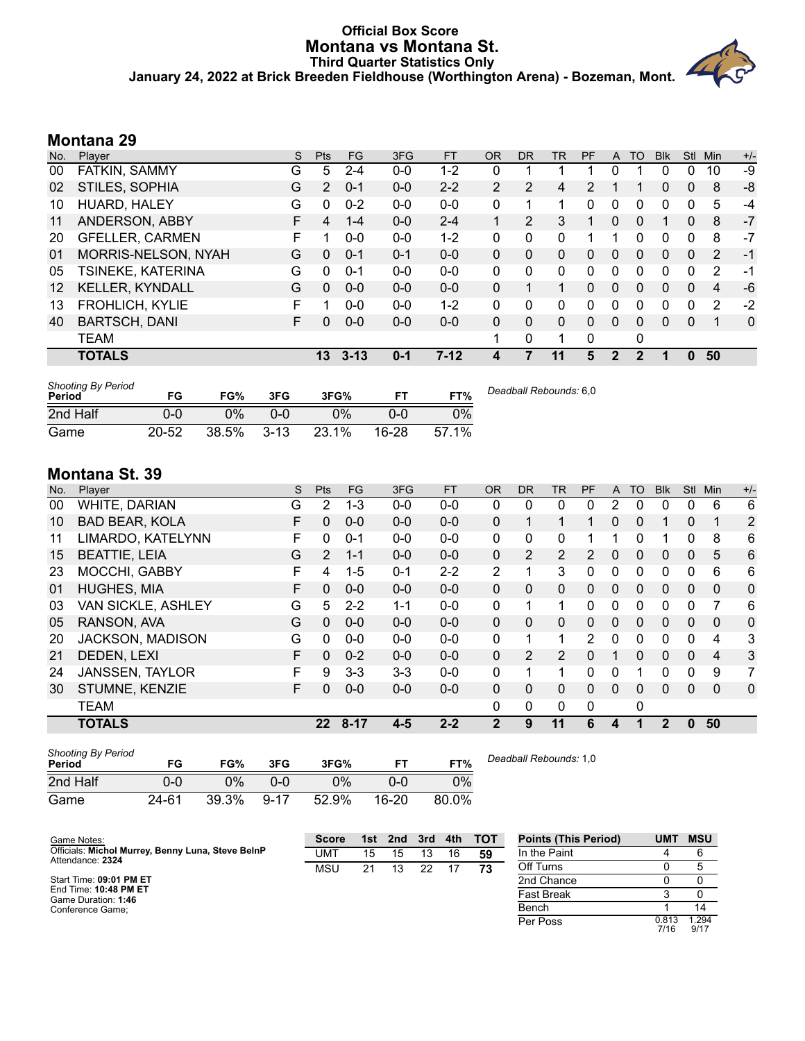# Official Box Score
## Montana vs Montana St.
### Third Quarter Statistics Only
### January 24, 2022 at Brick Breeden Fieldhouse (Worthington Arena) - Bozeman, Mont.

## Montana 29

| No. | Player | S | Pts | FG | 3FG | FT | OR | DR | TR | PF | A | TO | Blk | Stl | Min | +/- |
|---|---|---|---|---|---|---|---|---|---|---|---|---|---|---|---|---|
| 00 | FATKIN, SAMMY | G | 5 | 2-4 | 0-0 | 1-2 | 0 | 1 | 1 | 1 | 0 | 1 | 0 | 0 | 10 | -9 |
| 02 | STILES, SOPHIA | G | 2 | 0-1 | 0-0 | 2-2 | 2 | 2 | 4 | 2 | 1 | 1 | 0 | 0 | 8 | -8 |
| 10 | HUARD, HALEY | G | 0 | 0-2 | 0-0 | 0-0 | 0 | 1 | 1 | 0 | 0 | 0 | 0 | 0 | 5 | -4 |
| 11 | ANDERSON, ABBY | F | 4 | 1-4 | 0-0 | 2-4 | 1 | 2 | 3 | 1 | 0 | 0 | 1 | 0 | 8 | -7 |
| 20 | GFELLER, CARMEN | F | 1 | 0-0 | 0-0 | 1-2 | 0 | 0 | 0 | 1 | 1 | 0 | 0 | 0 | 8 | -7 |
| 01 | MORRIS-NELSON, NYAH | G | 0 | 0-1 | 0-1 | 0-0 | 0 | 0 | 0 | 0 | 0 | 0 | 0 | 0 | 2 | -1 |
| 05 | TSINEKE, KATERINA | G | 0 | 0-1 | 0-0 | 0-0 | 0 | 0 | 0 | 0 | 0 | 0 | 0 | 0 | 2 | -1 |
| 12 | KELLER, KYNDALL | G | 0 | 0-0 | 0-0 | 0-0 | 0 | 1 | 1 | 0 | 0 | 0 | 0 | 0 | 4 | -6 |
| 13 | FROHLICH, KYLIE | F | 1 | 0-0 | 0-0 | 1-2 | 0 | 0 | 0 | 0 | 0 | 0 | 0 | 0 | 2 | -2 |
| 40 | BARTSCH, DANI | F | 0 | 0-0 | 0-0 | 0-0 | 0 | 0 | 0 | 0 | 0 | 0 | 0 | 0 | 1 | 0 |
| | TEAM | | | | | | 1 | 0 | 1 | 0 | | 0 | | | | |
| | **TOTALS** | | **13** | **3-13** | **0-1** | **7-12** | **4** | **7** | **11** | **5** | **2** | **2** | **1** | **0** | **50** | |

| Shooting By Period Period | FG | FG% | 3FG | 3FG% | FT | FT% |
|---|---|---|---|---|---|---|
| 2nd Half | 0-0 | 0% | 0-0 | 0% | 0-0 | 0% |
| Game | 20-52 | 38.5% | 3-13 | 23.1% | 16-28 | 57.1% |

*Deadball Rebounds:* 6,0

## Montana St. 39

| No. | Player | S | Pts | FG | 3FG | FT | OR | DR | TR | PF | A | TO | Blk | Stl | Min | +/- |
|---|---|---|---|---|---|---|---|---|---|---|---|---|---|---|---|---|
| 00 | WHITE, DARIAN | G | 2 | 1-3 | 0-0 | 0-0 | 0 | 0 | 0 | 0 | 2 | 0 | 0 | 0 | 6 | 6 |
| 10 | BAD BEAR, KOLA | F | 0 | 0-0 | 0-0 | 0-0 | 0 | 1 | 1 | 1 | 0 | 0 | 1 | 0 | 1 | 2 |
| 11 | LIMARDO, KATELYNN | F | 0 | 0-1 | 0-0 | 0-0 | 0 | 0 | 0 | 1 | 1 | 0 | 1 | 0 | 8 | 6 |
| 15 | BEATTIE, LEIA | G | 2 | 1-1 | 0-0 | 0-0 | 0 | 2 | 2 | 2 | 0 | 0 | 0 | 0 | 5 | 6 |
| 23 | MOCCHI, GABBY | F | 4 | 1-5 | 0-1 | 2-2 | 2 | 1 | 3 | 0 | 0 | 0 | 0 | 0 | 6 | 6 |
| 01 | HUGHES, MIA | F | 0 | 0-0 | 0-0 | 0-0 | 0 | 0 | 0 | 0 | 0 | 0 | 0 | 0 | 0 | 0 |
| 03 | VAN SICKLE, ASHLEY | G | 5 | 2-2 | 1-1 | 0-0 | 0 | 1 | 1 | 0 | 0 | 0 | 0 | 0 | 7 | 6 |
| 05 | RANSON, AVA | G | 0 | 0-0 | 0-0 | 0-0 | 0 | 0 | 0 | 0 | 0 | 0 | 0 | 0 | 0 | 0 |
| 20 | JACKSON, MADISON | G | 0 | 0-0 | 0-0 | 0-0 | 0 | 1 | 1 | 2 | 0 | 0 | 0 | 0 | 4 | 3 |
| 21 | DEDEN, LEXI | F | 0 | 0-2 | 0-0 | 0-0 | 0 | 2 | 2 | 0 | 1 | 0 | 0 | 0 | 4 | 3 |
| 24 | JANSSEN, TAYLOR | F | 9 | 3-3 | 3-3 | 0-0 | 0 | 1 | 1 | 0 | 0 | 1 | 0 | 0 | 9 | 7 |
| 30 | STUMNE, KENZIE | F | 0 | 0-0 | 0-0 | 0-0 | 0 | 0 | 0 | 0 | 0 | 0 | 0 | 0 | 0 | 0 |
| | TEAM | | | | | | 0 | 0 | 0 | 0 | | 0 | | | | |
| | **TOTALS** | | **22** | **8-17** | **4-5** | **2-2** | **2** | **9** | **11** | **6** | **4** | **1** | **2** | **0** | **50** | |

| Shooting By Period Period | FG | FG% | 3FG | 3FG% | FT | FT% |
|---|---|---|---|---|---|---|
| 2nd Half | 0-0 | 0% | 0-0 | 0% | 0-0 | 0% |
| Game | 24-61 | 39.3% | 9-17 | 52.9% | 16-20 | 80.0% |

*Deadball Rebounds:* 1,0

Game Notes:
Officials: **Michol Murrey, Benny Luna, Steve BelnP**
Attendance: **2324**

Start Time: **09:01 PM ET**
End Time: **10:48 PM ET**
Game Duration: **1:46**
Conference Game;

| Score | 1st | 2nd | 3rd | 4th | TOT |
|---|---|---|---|---|---|
| UMT | 15 | 15 | 13 | 16 | **59** |
| MSU | 21 | 13 | 22 | 17 | **73** |

| Points (This Period) | UMT | MSU |
|---|---|---|
| In the Paint | 4 | 6 |
| Off Turns | 0 | 5 |
| 2nd Chance | 0 | 0 |
| Fast Break | 3 | 0 |
| Bench | 1 | 14 |
| Per Poss | 0.813 7/16 | 1.294 9/17 |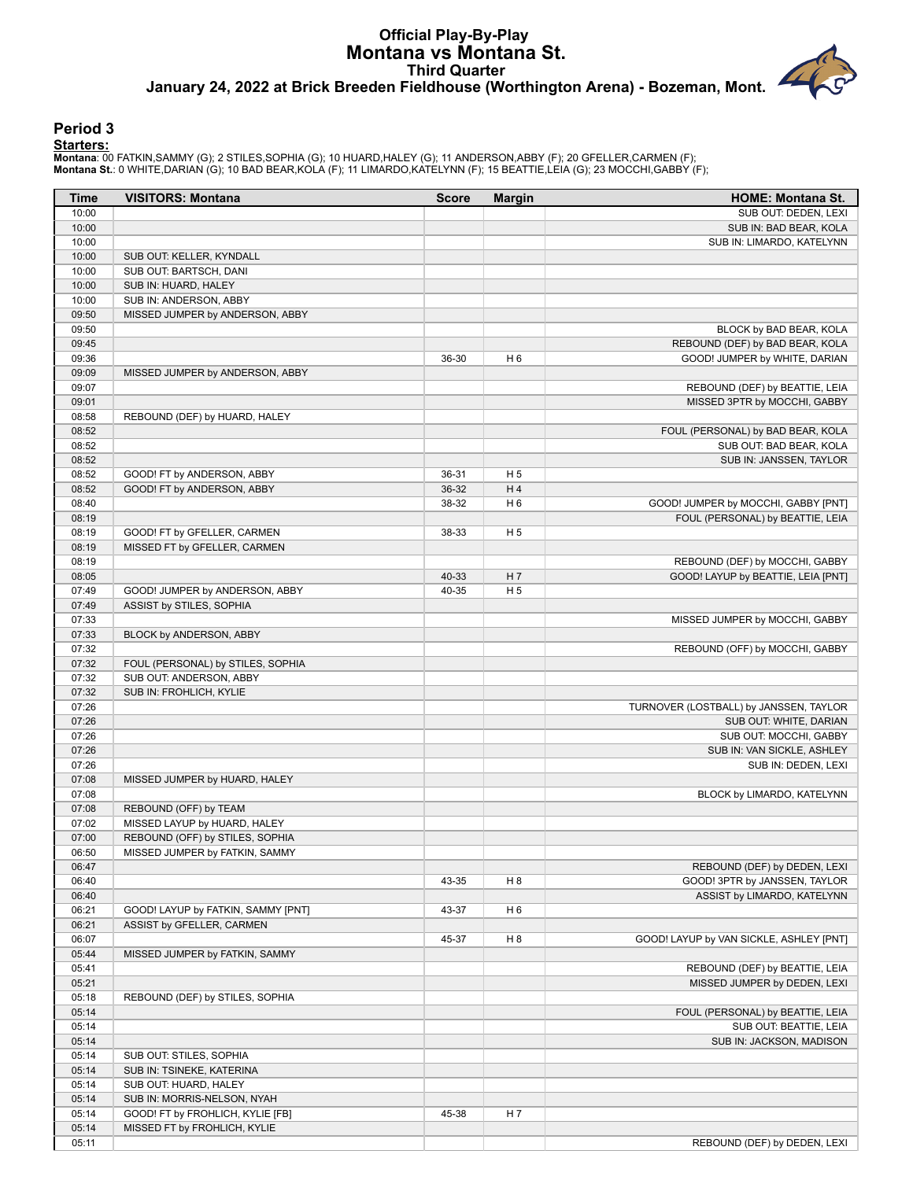# Official Play-By-Play
# Montana vs Montana St.
## Third Quarter
### January 24, 2022 at Brick Breeden Fieldhouse (Worthington Arena) - Bozeman, Mont.

## Period 3

**Starters:**

**Montana**: 00 FATKIN,SAMMY (G); 2 STILES,SOPHIA (G); 10 HUARD,HALEY (G); 11 ANDERSON,ABBY (F); 20 GFELLER,CARMEN (F);
**Montana St.**: 0 WHITE,DARIAN (G); 10 BAD BEAR,KOLA (F); 11 LIMARDO,KATELYNN (F); 15 BEATTIE,LEIA (G); 23 MOCCHI,GABBY (F);

| Time | VISITORS: Montana | Score | Margin | HOME: Montana St. |
|---|---|---|---|---|
| 10:00 | | | | SUB OUT: DEDEN, LEXI |
| 10:00 | | | | SUB IN: BAD BEAR, KOLA |
| 10:00 | | | | SUB IN: LIMARDO, KATELYNN |
| 10:00 | SUB OUT: KELLER, KYNDALL | | | |
| 10:00 | SUB OUT: BARTSCH, DANI | | | |
| 10:00 | SUB IN: HUARD, HALEY | | | |
| 10:00 | SUB IN: ANDERSON, ABBY | | | |
| 09:50 | MISSED JUMPER by ANDERSON, ABBY | | | |
| 09:50 | | | | BLOCK by BAD BEAR, KOLA |
| 09:45 | | | | REBOUND (DEF) by BAD BEAR, KOLA |
| 09:36 | | 36-30 | H 6 | GOOD! JUMPER by WHITE, DARIAN |
| 09:09 | MISSED JUMPER by ANDERSON, ABBY | | | |
| 09:07 | | | | REBOUND (DEF) by BEATTIE, LEIA |
| 09:01 | | | | MISSED 3PTR by MOCCHI, GABBY |
| 08:58 | REBOUND (DEF) by HUARD, HALEY | | | |
| 08:52 | | | | FOUL (PERSONAL) by BAD BEAR, KOLA |
| 08:52 | | | | SUB OUT: BAD BEAR, KOLA |
| 08:52 | | | | SUB IN: JANSSEN, TAYLOR |
| 08:52 | GOOD! FT by ANDERSON, ABBY | 36-31 | H 5 | |
| 08:52 | GOOD! FT by ANDERSON, ABBY | 36-32 | H 4 | |
| 08:40 | | 38-32 | H 6 | GOOD! JUMPER by MOCCHI, GABBY [PNT] |
| 08:19 | | | | FOUL (PERSONAL) by BEATTIE, LEIA |
| 08:19 | GOOD! FT by GFELLER, CARMEN | 38-33 | H 5 | |
| 08:19 | MISSED FT by GFELLER, CARMEN | | | |
| 08:19 | | | | REBOUND (DEF) by MOCCHI, GABBY |
| 08:05 | | 40-33 | H 7 | GOOD! LAYUP by BEATTIE, LEIA [PNT] |
| 07:49 | GOOD! JUMPER by ANDERSON, ABBY | 40-35 | H 5 | |
| 07:49 | ASSIST by STILES, SOPHIA | | | |
| 07:33 | | | | MISSED JUMPER by MOCCHI, GABBY |
| 07:33 | BLOCK by ANDERSON, ABBY | | | |
| 07:32 | | | | REBOUND (OFF) by MOCCHI, GABBY |
| 07:32 | FOUL (PERSONAL) by STILES, SOPHIA | | | |
| 07:32 | SUB OUT: ANDERSON, ABBY | | | |
| 07:32 | SUB IN: FROHLICH, KYLIE | | | |
| 07:26 | | | | TURNOVER (LOSTBALL) by JANSSEN, TAYLOR |
| 07:26 | | | | SUB OUT: WHITE, DARIAN |
| 07:26 | | | | SUB OUT: MOCCHI, GABBY |
| 07:26 | | | | SUB IN: VAN SICKLE, ASHLEY |
| 07:26 | | | | SUB IN: DEDEN, LEXI |
| 07:08 | MISSED JUMPER by HUARD, HALEY | | | |
| 07:08 | | | | BLOCK by LIMARDO, KATELYNN |
| 07:08 | REBOUND (OFF) by TEAM | | | |
| 07:02 | MISSED LAYUP by HUARD, HALEY | | | |
| 07:00 | REBOUND (OFF) by STILES, SOPHIA | | | |
| 06:50 | MISSED JUMPER by FATKIN, SAMMY | | | |
| 06:47 | | | | REBOUND (DEF) by DEDEN, LEXI |
| 06:40 | | 43-35 | H 8 | GOOD! 3PTR by JANSSEN, TAYLOR |
| 06:40 | | | | ASSIST by LIMARDO, KATELYNN |
| 06:21 | GOOD! LAYUP by FATKIN, SAMMY [PNT] | 43-37 | H 6 | |
| 06:21 | ASSIST by GFELLER, CARMEN | | | |
| 06:07 | | 45-37 | H 8 | GOOD! LAYUP by VAN SICKLE, ASHLEY [PNT] |
| 05:44 | MISSED JUMPER by FATKIN, SAMMY | | | |
| 05:41 | | | | REBOUND (DEF) by BEATTIE, LEIA |
| 05:21 | | | | MISSED JUMPER by DEDEN, LEXI |
| 05:18 | REBOUND (DEF) by STILES, SOPHIA | | | |
| 05:14 | | | | FOUL (PERSONAL) by BEATTIE, LEIA |
| 05:14 | | | | SUB OUT: BEATTIE, LEIA |
| 05:14 | | | | SUB IN: JACKSON, MADISON |
| 05:14 | SUB OUT: STILES, SOPHIA | | | |
| 05:14 | SUB IN: TSINEKE, KATERINA | | | |
| 05:14 | SUB OUT: HUARD, HALEY | | | |
| 05:14 | SUB IN: MORRIS-NELSON, NYAH | | | |
| 05:14 | GOOD! FT by FROHLICH, KYLIE [FB] | 45-38 | H 7 | |
| 05:14 | MISSED FT by FROHLICH, KYLIE | | | |
| 05:11 | | | | REBOUND (DEF) by DEDEN, LEXI |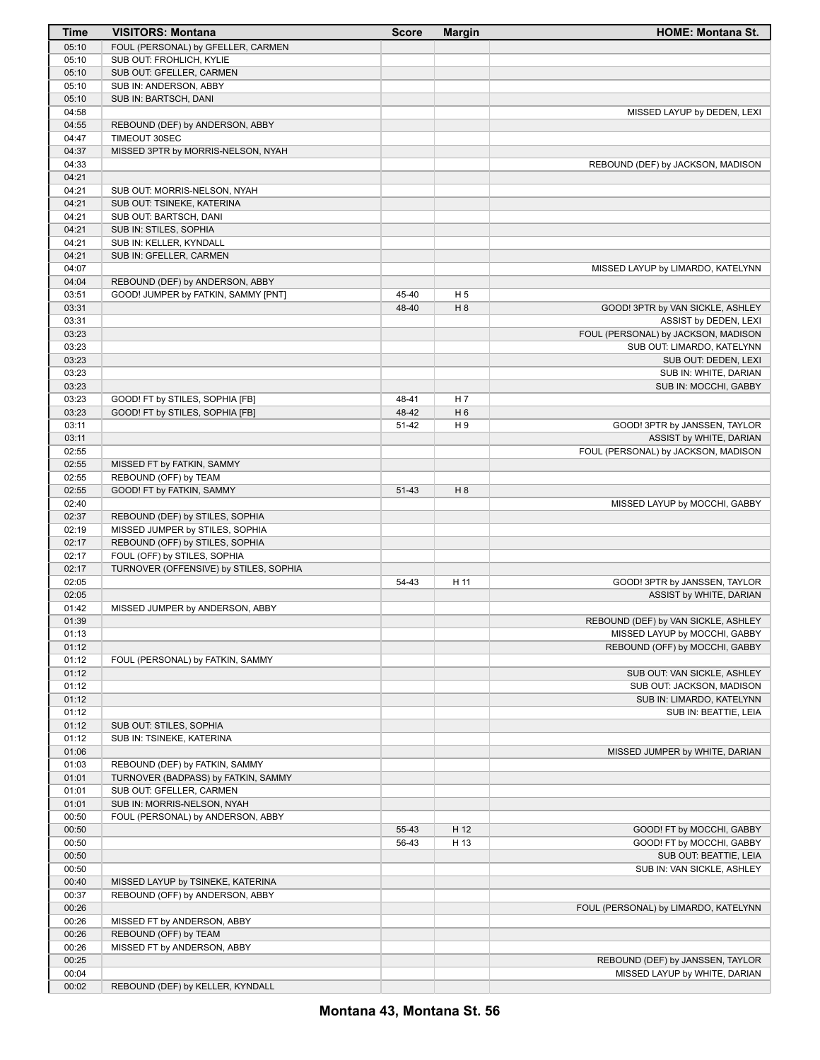| Time | VISITORS: Montana | Score | Margin | HOME: Montana St. |
|---|---|---|---|---|
| 05:10 | FOUL (PERSONAL) by GFELLER, CARMEN | | | |
| 05:10 | SUB OUT: FROHLICH, KYLIE | | | |
| 05:10 | SUB OUT: GFELLER, CARMEN | | | |
| 05:10 | SUB IN: ANDERSON, ABBY | | | |
| 05:10 | SUB IN: BARTSCH, DANI | | | |
| 04:58 | | | | MISSED LAYUP by DEDEN, LEXI |
| 04:55 | REBOUND (DEF) by ANDERSON, ABBY | | | |
| 04:47 | TIMEOUT 30SEC | | | |
| 04:37 | MISSED 3PTR by MORRIS-NELSON, NYAH | | | |
| 04:33 | | | | REBOUND (DEF) by JACKSON, MADISON |
| 04:21 | | | | |
| 04:21 | SUB OUT: MORRIS-NELSON, NYAH | | | |
| 04:21 | SUB OUT: TSINEKE, KATERINA | | | |
| 04:21 | SUB OUT: BARTSCH, DANI | | | |
| 04:21 | SUB IN: STILES, SOPHIA | | | |
| 04:21 | SUB IN: KELLER, KYNDALL | | | |
| 04:21 | SUB IN: GFELLER, CARMEN | | | |
| 04:07 | | | | MISSED LAYUP by LIMARDO, KATELYNN |
| 04:04 | REBOUND (DEF) by ANDERSON, ABBY | | | |
| 03:51 | GOOD! JUMPER by FATKIN, SAMMY [PNT] | 45-40 | H 5 | |
| 03:31 | | 48-40 | H 8 | GOOD! 3PTR by VAN SICKLE, ASHLEY |
| 03:31 | | | | ASSIST by DEDEN, LEXI |
| 03:23 | | | | FOUL (PERSONAL) by JACKSON, MADISON |
| 03:23 | | | | SUB OUT: LIMARDO, KATELYNN |
| 03:23 | | | | SUB OUT: DEDEN, LEXI |
| 03:23 | | | | SUB IN: WHITE, DARIAN |
| 03:23 | | | | SUB IN: MOCCHI, GABBY |
| 03:23 | GOOD! FT by STILES, SOPHIA [FB] | 48-41 | H 7 | |
| 03:23 | GOOD! FT by STILES, SOPHIA [FB] | 48-42 | H 6 | |
| 03:11 | | 51-42 | H 9 | GOOD! 3PTR by JANSSEN, TAYLOR |
| 03:11 | | | | ASSIST by WHITE, DARIAN |
| 02:55 | | | | FOUL (PERSONAL) by JACKSON, MADISON |
| 02:55 | MISSED FT by FATKIN, SAMMY | | | |
| 02:55 | REBOUND (OFF) by TEAM | | | |
| 02:55 | GOOD! FT by FATKIN, SAMMY | 51-43 | H 8 | |
| 02:40 | | | | MISSED LAYUP by MOCCHI, GABBY |
| 02:37 | REBOUND (DEF) by STILES, SOPHIA | | | |
| 02:19 | MISSED JUMPER by STILES, SOPHIA | | | |
| 02:17 | REBOUND (OFF) by STILES, SOPHIA | | | |
| 02:17 | FOUL (OFF) by STILES, SOPHIA | | | |
| 02:17 | TURNOVER (OFFENSIVE) by STILES, SOPHIA | | | |
| 02:05 | | 54-43 | H 11 | GOOD! 3PTR by JANSSEN, TAYLOR |
| 02:05 | | | | ASSIST by WHITE, DARIAN |
| 01:42 | MISSED JUMPER by ANDERSON, ABBY | | | |
| 01:39 | | | | REBOUND (DEF) by VAN SICKLE, ASHLEY |
| 01:13 | | | | MISSED LAYUP by MOCCHI, GABBY |
| 01:12 | | | | REBOUND (OFF) by MOCCHI, GABBY |
| 01:12 | FOUL (PERSONAL) by FATKIN, SAMMY | | | |
| 01:12 | | | | SUB OUT: VAN SICKLE, ASHLEY |
| 01:12 | | | | SUB OUT: JACKSON, MADISON |
| 01:12 | | | | SUB IN: LIMARDO, KATELYNN |
| 01:12 | | | | SUB IN: BEATTIE, LEIA |
| 01:12 | SUB OUT: STILES, SOPHIA | | | |
| 01:12 | SUB IN: TSINEKE, KATERINA | | | |
| 01:06 | | | | MISSED JUMPER by WHITE, DARIAN |
| 01:03 | REBOUND (DEF) by FATKIN, SAMMY | | | |
| 01:01 | TURNOVER (BADPASS) by FATKIN, SAMMY | | | |
| 01:01 | SUB OUT: GFELLER, CARMEN | | | |
| 01:01 | SUB IN: MORRIS-NELSON, NYAH | | | |
| 00:50 | FOUL (PERSONAL) by ANDERSON, ABBY | | | |
| 00:50 | | 55-43 | H 12 | GOOD! FT by MOCCHI, GABBY |
| 00:50 | | 56-43 | H 13 | GOOD! FT by MOCCHI, GABBY |
| 00:50 | | | | SUB OUT: BEATTIE, LEIA |
| 00:50 | | | | SUB IN: VAN SICKLE, ASHLEY |
| 00:40 | MISSED LAYUP by TSINEKE, KATERINA | | | |
| 00:37 | REBOUND (OFF) by ANDERSON, ABBY | | | |
| 00:26 | | | | FOUL (PERSONAL) by LIMARDO, KATELYNN |
| 00:26 | MISSED FT by ANDERSON, ABBY | | | |
| 00:26 | REBOUND (OFF) by TEAM | | | |
| 00:26 | MISSED FT by ANDERSON, ABBY | | | |
| 00:25 | | | | REBOUND (DEF) by JANSSEN, TAYLOR |
| 00:04 | | | | MISSED LAYUP by WHITE, DARIAN |
| 00:02 | REBOUND (DEF) by KELLER, KYNDALL | | | |

**Montana 43, Montana St. 56**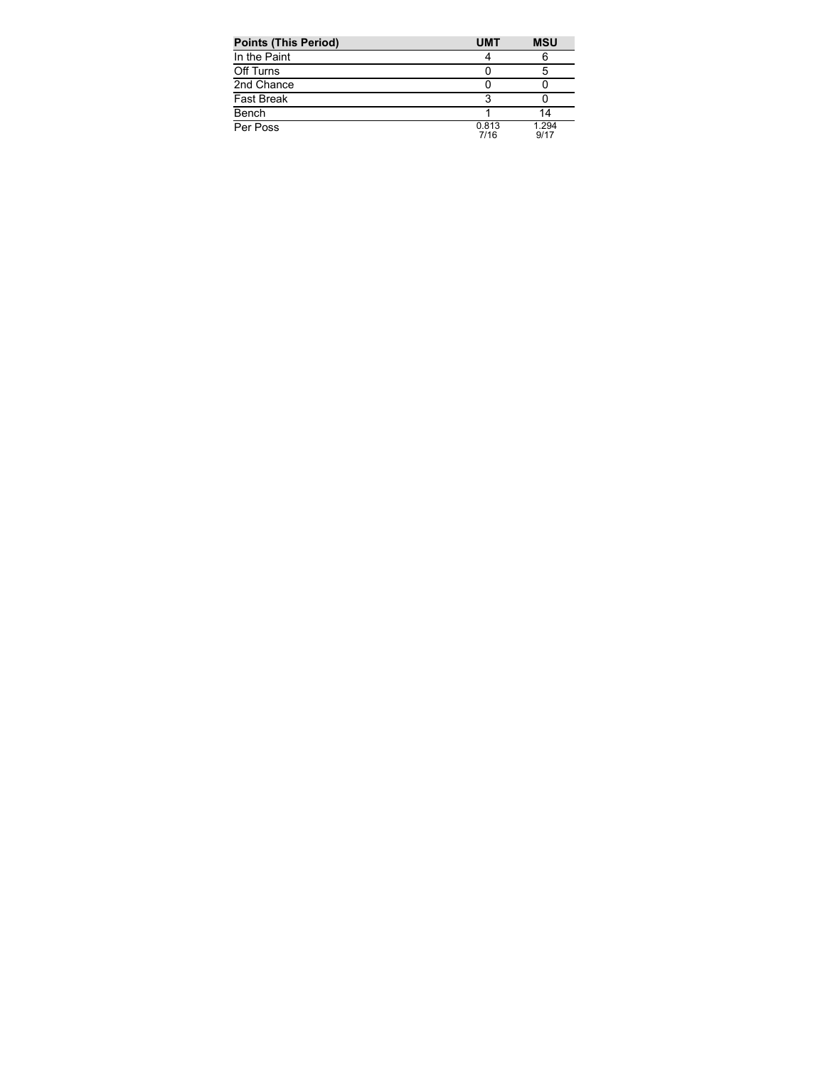| Points (This Period) | UMT | MSU |
| --- | --- | --- |
| In the Paint | 4 | 6 |
| Off Turns | 0 | 5 |
| 2nd Chance | 0 | 0 |
| Fast Break | 3 | 0 |
| Bench | 1 | 14 |
| Per Poss | 0.813 7/16 | 1.294 9/17 |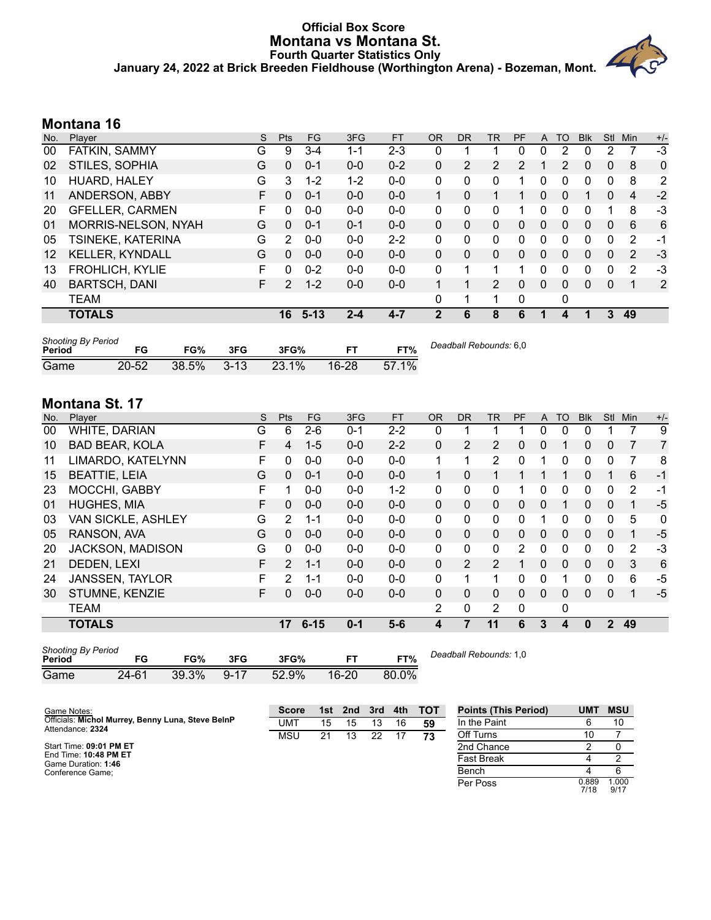# Official Box Score
# Montana vs Montana St.
### Fourth Quarter Statistics Only
### January 24, 2022 at Brick Breeden Fieldhouse (Worthington Arena) - Bozeman, Mont.

## Montana 16

| No. | Player | S | Pts | FG | 3FG | FT | OR | DR | TR | PF | A | TO | Blk | Stl | Min | +/- |
|---|---|---|---|---|---|---|---|---|---|---|---|---|---|---|---|---|
| 00 | FATKIN, SAMMY | G | 9 | 3-4 | 1-1 | 2-3 | 0 | 1 | 1 | 0 | 0 | 2 | 0 | 2 | 7 | -3 |
| 02 | STILES, SOPHIA | G | 0 | 0-1 | 0-0 | 0-2 | 0 | 2 | 2 | 2 | 1 | 2 | 0 | 0 | 8 | 0 |
| 10 | HUARD, HALEY | G | 3 | 1-2 | 1-2 | 0-0 | 0 | 0 | 0 | 1 | 0 | 0 | 0 | 0 | 8 | 2 |
| 11 | ANDERSON, ABBY | F | 0 | 0-1 | 0-0 | 0-0 | 1 | 0 | 1 | 1 | 0 | 0 | 1 | 0 | 4 | -2 |
| 20 | GFELLER, CARMEN | F | 0 | 0-0 | 0-0 | 0-0 | 0 | 0 | 0 | 1 | 0 | 0 | 0 | 1 | 8 | -3 |
| 01 | MORRIS-NELSON, NYAH | G | 0 | 0-1 | 0-1 | 0-0 | 0 | 0 | 0 | 0 | 0 | 0 | 0 | 0 | 6 | 6 |
| 05 | TSINEKE, KATERINA | G | 2 | 0-0 | 0-0 | 2-2 | 0 | 0 | 0 | 0 | 0 | 0 | 0 | 0 | 2 | -1 |
| 12 | KELLER, KYNDALL | G | 0 | 0-0 | 0-0 | 0-0 | 0 | 0 | 0 | 0 | 0 | 0 | 0 | 0 | 2 | -3 |
| 13 | FROHLICH, KYLIE | F | 0 | 0-2 | 0-0 | 0-0 | 0 | 1 | 1 | 1 | 0 | 0 | 0 | 0 | 2 | -3 |
| 40 | BARTSCH, DANI | F | 2 | 1-2 | 0-0 | 0-0 | 1 | 1 | 2 | 0 | 0 | 0 | 0 | 0 | 1 | 2 |
| | TEAM | | | | | | 0 | 1 | 1 | 0 | | 0 | | | | |
| | **TOTALS** | | **16** | **5-13** | **2-4** | **4-7** | **2** | **6** | **8** | **6** | **1** | **4** | **1** | **3** | **49** | |

| Shooting By Period Period | FG | FG% | 3FG | 3FG% | FT | FT% |
|---|---|---|---|---|---|---|
| Game | 20-52 | 38.5% | 3-13 | 23.1% | 16-28 | 57.1% |

*Deadball Rebounds:* 6,0

## Montana St. 17

| No. | Player | S | Pts | FG | 3FG | FT | OR | DR | TR | PF | A | TO | Blk | Stl | Min | +/- |
|---|---|---|---|---|---|---|---|---|---|---|---|---|---|---|---|---|
| 00 | WHITE, DARIAN | G | 6 | 2-6 | 0-1 | 2-2 | 0 | 1 | 1 | 1 | 0 | 0 | 0 | 1 | 7 | 9 |
| 10 | BAD BEAR, KOLA | F | 4 | 1-5 | 0-0 | 2-2 | 0 | 2 | 2 | 0 | 0 | 1 | 0 | 0 | 7 | 7 |
| 11 | LIMARDO, KATELYNN | F | 0 | 0-0 | 0-0 | 0-0 | 1 | 1 | 2 | 0 | 1 | 0 | 0 | 0 | 7 | 8 |
| 15 | BEATTIE, LEIA | G | 0 | 0-1 | 0-0 | 0-0 | 1 | 0 | 1 | 1 | 1 | 1 | 0 | 1 | 6 | -1 |
| 23 | MOCCHI, GABBY | F | 1 | 0-0 | 0-0 | 1-2 | 0 | 0 | 0 | 1 | 0 | 0 | 0 | 0 | 2 | -1 |
| 01 | HUGHES, MIA | F | 0 | 0-0 | 0-0 | 0-0 | 0 | 0 | 0 | 0 | 0 | 1 | 0 | 0 | 1 | -5 |
| 03 | VAN SICKLE, ASHLEY | G | 2 | 1-1 | 0-0 | 0-0 | 0 | 0 | 0 | 0 | 1 | 0 | 0 | 0 | 5 | 0 |
| 05 | RANSON, AVA | G | 0 | 0-0 | 0-0 | 0-0 | 0 | 0 | 0 | 0 | 0 | 0 | 0 | 0 | 1 | -5 |
| 20 | JACKSON, MADISON | G | 0 | 0-0 | 0-0 | 0-0 | 0 | 0 | 0 | 2 | 0 | 0 | 0 | 0 | 2 | -3 |
| 21 | DEDEN, LEXI | F | 2 | 1-1 | 0-0 | 0-0 | 0 | 2 | 2 | 1 | 0 | 0 | 0 | 0 | 3 | 6 |
| 24 | JANSSEN, TAYLOR | F | 2 | 1-1 | 0-0 | 0-0 | 0 | 1 | 1 | 0 | 0 | 1 | 0 | 0 | 6 | -5 |
| 30 | STUMNE, KENZIE | F | 0 | 0-0 | 0-0 | 0-0 | 0 | 0 | 0 | 0 | 0 | 0 | 0 | 0 | 1 | -5 |
| | TEAM | | | | | | 2 | 0 | 2 | 0 | | 0 | | | | |
| | **TOTALS** | | **17** | **6-15** | **0-1** | **5-6** | **4** | **7** | **11** | **6** | **3** | **4** | **0** | **2** | **49** | |

| Shooting By Period Period | FG | FG% | 3FG | 3FG% | FT | FT% |
|---|---|---|---|---|---|---|
| Game | 24-61 | 39.3% | 9-17 | 52.9% | 16-20 | 80.0% |

*Deadball Rebounds:* 1,0

Game Notes:
Officials: **Michol Murrey, Benny Luna, Steve BelnP**
Attendance: **2324**

Start Time: **09:01 PM ET**
End Time: **10:48 PM ET**
Game Duration: **1:46**
Conference Game;

| Score | 1st | 2nd | 3rd | 4th | TOT |
|---|---|---|---|---|---|
| UMT | 15 | 15 | 13 | 16 | 59 |
| MSU | 21 | 13 | 22 | 17 | 73 |

| Points (This Period) | UMT | MSU |
|---|---|---|
| In the Paint | 6 | 10 |
| Off Turns | 10 | 7 |
| 2nd Chance | 2 | 0 |
| Fast Break | 4 | 2 |
| Bench | 4 | 6 |
| Per Poss | 0.889 7/18 | 1.000 9/17 |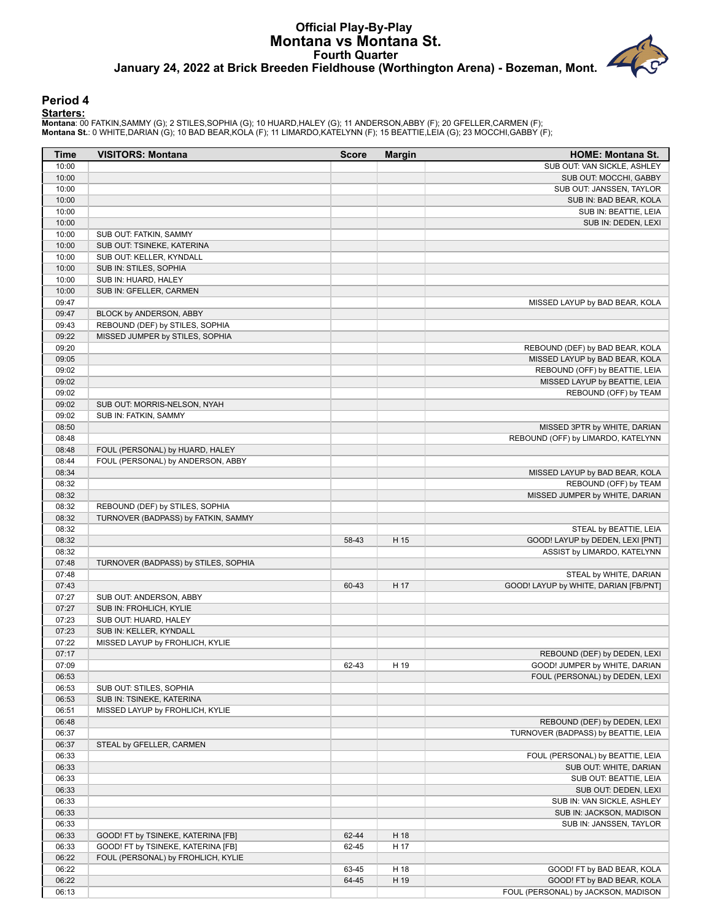# Official Play-By-Play
## Montana vs Montana St.
### Fourth Quarter
### January 24, 2022 at Brick Breeden Fieldhouse (Worthington Arena) - Bozeman, Mont.

## Period 4

**Starters:**

**Montana**: 00 FATKIN,SAMMY (G); 2 STILES,SOPHIA (G); 10 HUARD,HALEY (G); 11 ANDERSON,ABBY (F); 20 GFELLER,CARMEN (F);
**Montana St.**: 0 WHITE,DARIAN (G); 10 BAD BEAR,KOLA (F); 11 LIMARDO,KATELYNN (F); 15 BEATTIE,LEIA (G); 23 MOCCHI,GABBY (F);

| Time | VISITORS: Montana | Score | Margin | HOME: Montana St. |
|---|---|---|---|---|
| 10:00 | | | | SUB OUT: VAN SICKLE, ASHLEY |
| 10:00 | | | | SUB OUT: MOCCHI, GABBY |
| 10:00 | | | | SUB OUT: JANSSEN, TAYLOR |
| 10:00 | | | | SUB IN: BAD BEAR, KOLA |
| 10:00 | | | | SUB IN: BEATTIE, LEIA |
| 10:00 | | | | SUB IN: DEDEN, LEXI |
| 10:00 | SUB OUT: FATKIN, SAMMY | | | |
| 10:00 | SUB OUT: TSINEKE, KATERINA | | | |
| 10:00 | SUB OUT: KELLER, KYNDALL | | | |
| 10:00 | SUB IN: STILES, SOPHIA | | | |
| 10:00 | SUB IN: HUARD, HALEY | | | |
| 10:00 | SUB IN: GFELLER, CARMEN | | | |
| 09:47 | | | | MISSED LAYUP by BAD BEAR, KOLA |
| 09:47 | BLOCK by ANDERSON, ABBY | | | |
| 09:43 | REBOUND (DEF) by STILES, SOPHIA | | | |
| 09:22 | MISSED JUMPER by STILES, SOPHIA | | | |
| 09:20 | | | | REBOUND (DEF) by BAD BEAR, KOLA |
| 09:05 | | | | MISSED LAYUP by BAD BEAR, KOLA |
| 09:02 | | | | REBOUND (OFF) by BEATTIE, LEIA |
| 09:02 | | | | MISSED LAYUP by BEATTIE, LEIA |
| 09:02 | | | | REBOUND (OFF) by TEAM |
| 09:02 | SUB OUT: MORRIS-NELSON, NYAH | | | |
| 09:02 | SUB IN: FATKIN, SAMMY | | | |
| 08:50 | | | | MISSED 3PTR by WHITE, DARIAN |
| 08:48 | | | | REBOUND (OFF) by LIMARDO, KATELYNN |
| 08:48 | FOUL (PERSONAL) by HUARD, HALEY | | | |
| 08:44 | FOUL (PERSONAL) by ANDERSON, ABBY | | | |
| 08:34 | | | | MISSED LAYUP by BAD BEAR, KOLA |
| 08:32 | | | | REBOUND (OFF) by TEAM |
| 08:32 | | | | MISSED JUMPER by WHITE, DARIAN |
| 08:32 | REBOUND (DEF) by STILES, SOPHIA | | | |
| 08:32 | TURNOVER (BADPASS) by FATKIN, SAMMY | | | |
| 08:32 | | | | STEAL by BEATTIE, LEIA |
| 08:32 | | 58-43 | H 15 | GOOD! LAYUP by DEDEN, LEXI [PNT] |
| 08:32 | | | | ASSIST by LIMARDO, KATELYNN |
| 07:48 | TURNOVER (BADPASS) by STILES, SOPHIA | | | |
| 07:48 | | | | STEAL by WHITE, DARIAN |
| 07:43 | | 60-43 | H 17 | GOOD! LAYUP by WHITE, DARIAN [FB/PNT] |
| 07:27 | SUB OUT: ANDERSON, ABBY | | | |
| 07:27 | SUB IN: FROHLICH, KYLIE | | | |
| 07:23 | SUB OUT: HUARD, HALEY | | | |
| 07:23 | SUB IN: KELLER, KYNDALL | | | |
| 07:22 | MISSED LAYUP by FROHLICH, KYLIE | | | |
| 07:17 | | | | REBOUND (DEF) by DEDEN, LEXI |
| 07:09 | | 62-43 | H 19 | GOOD! JUMPER by WHITE, DARIAN |
| 06:53 | | | | FOUL (PERSONAL) by DEDEN, LEXI |
| 06:53 | SUB OUT: STILES, SOPHIA | | | |
| 06:53 | SUB IN: TSINEKE, KATERINA | | | |
| 06:51 | MISSED LAYUP by FROHLICH, KYLIE | | | |
| 06:48 | | | | REBOUND (DEF) by DEDEN, LEXI |
| 06:37 | | | | TURNOVER (BADPASS) by BEATTIE, LEIA |
| 06:37 | STEAL by GFELLER, CARMEN | | | |
| 06:33 | | | | FOUL (PERSONAL) by BEATTIE, LEIA |
| 06:33 | | | | SUB OUT: WHITE, DARIAN |
| 06:33 | | | | SUB OUT: BEATTIE, LEIA |
| 06:33 | | | | SUB OUT: DEDEN, LEXI |
| 06:33 | | | | SUB IN: VAN SICKLE, ASHLEY |
| 06:33 | | | | SUB IN: JACKSON, MADISON |
| 06:33 | | | | SUB IN: JANSSEN, TAYLOR |
| 06:33 | GOOD! FT by TSINEKE, KATERINA [FB] | 62-44 | H 18 | |
| 06:33 | GOOD! FT by TSINEKE, KATERINA [FB] | 62-45 | H 17 | |
| 06:22 | FOUL (PERSONAL) by FROHLICH, KYLIE | | | |
| 06:22 | | 63-45 | H 18 | GOOD! FT by BAD BEAR, KOLA |
| 06:22 | | 64-45 | H 19 | GOOD! FT by BAD BEAR, KOLA |
| 06:13 | | | | FOUL (PERSONAL) by JACKSON, MADISON |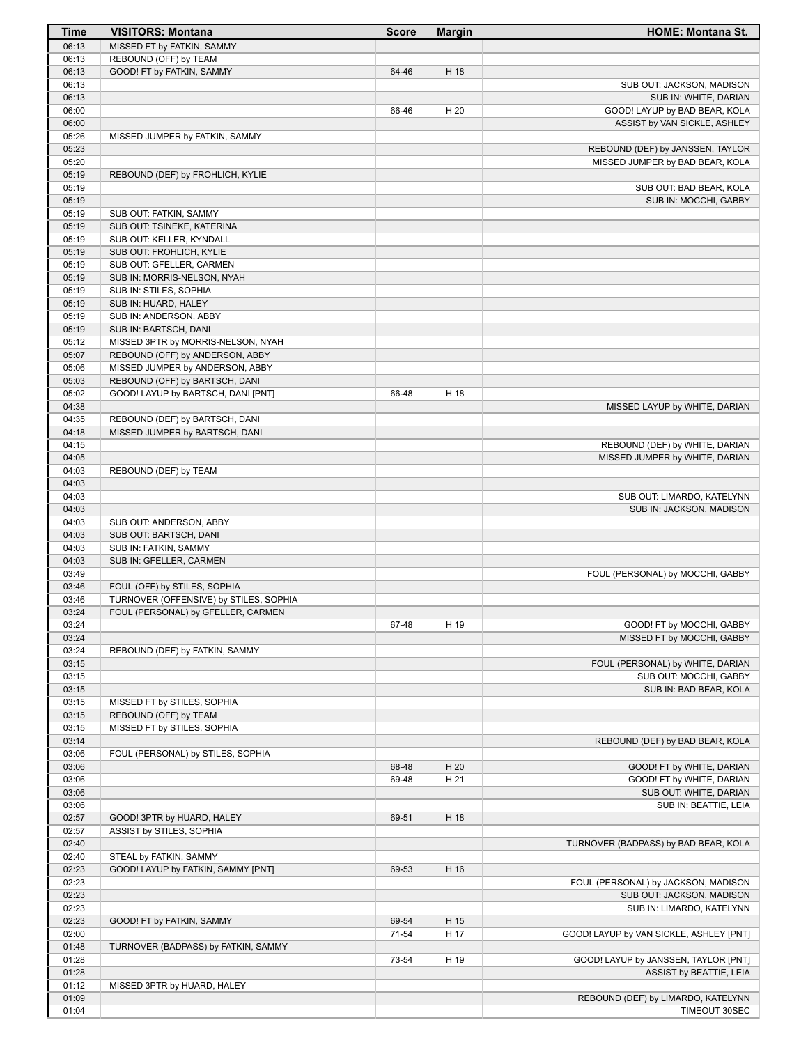| Time | VISITORS: Montana | Score | Margin | HOME: Montana St. |
| --- | --- | --- | --- | --- |
| 06:13 | MISSED FT by FATKIN, SAMMY | | | |
| 06:13 | REBOUND (OFF) by TEAM | | | |
| 06:13 | GOOD! FT by FATKIN, SAMMY | 64-46 | H 18 | |
| 06:13 | | | | SUB OUT: JACKSON, MADISON |
| 06:13 | | | | SUB IN: WHITE, DARIAN |
| 06:00 | | 66-46 | H 20 | GOOD! LAYUP by BAD BEAR, KOLA |
| 06:00 | | | | ASSIST by VAN SICKLE, ASHLEY |
| 05:26 | MISSED JUMPER by FATKIN, SAMMY | | | |
| 05:23 | | | | REBOUND (DEF) by JANSSEN, TAYLOR |
| 05:20 | | | | MISSED JUMPER by BAD BEAR, KOLA |
| 05:19 | REBOUND (DEF) by FROHLICH, KYLIE | | | |
| 05:19 | | | | SUB OUT: BAD BEAR, KOLA |
| 05:19 | | | | SUB IN: MOCCHI, GABBY |
| 05:19 | SUB OUT: FATKIN, SAMMY | | | |
| 05:19 | SUB OUT: TSINEKE, KATERINA | | | |
| 05:19 | SUB OUT: KELLER, KYNDALL | | | |
| 05:19 | SUB OUT: FROHLICH, KYLIE | | | |
| 05:19 | SUB OUT: GFELLER, CARMEN | | | |
| 05:19 | SUB IN: MORRIS-NELSON, NYAH | | | |
| 05:19 | SUB IN: STILES, SOPHIA | | | |
| 05:19 | SUB IN: HUARD, HALEY | | | |
| 05:19 | SUB IN: ANDERSON, ABBY | | | |
| 05:19 | SUB IN: BARTSCH, DANI | | | |
| 05:12 | MISSED 3PTR by MORRIS-NELSON, NYAH | | | |
| 05:07 | REBOUND (OFF) by ANDERSON, ABBY | | | |
| 05:06 | MISSED JUMPER by ANDERSON, ABBY | | | |
| 05:03 | REBOUND (OFF) by BARTSCH, DANI | | | |
| 05:02 | GOOD! LAYUP by BARTSCH, DANI [PNT] | 66-48 | H 18 | |
| 04:38 | | | | MISSED LAYUP by WHITE, DARIAN |
| 04:35 | REBOUND (DEF) by BARTSCH, DANI | | | |
| 04:18 | MISSED JUMPER by BARTSCH, DANI | | | |
| 04:15 | | | | REBOUND (DEF) by WHITE, DARIAN |
| 04:05 | | | | MISSED JUMPER by WHITE, DARIAN |
| 04:03 | REBOUND (DEF) by TEAM | | | |
| 04:03 | | | | |
| 04:03 | | | | SUB OUT: LIMARDO, KATELYNN |
| 04:03 | | | | SUB IN: JACKSON, MADISON |
| 04:03 | SUB OUT: ANDERSON, ABBY | | | |
| 04:03 | SUB OUT: BARTSCH, DANI | | | |
| 04:03 | SUB IN: FATKIN, SAMMY | | | |
| 04:03 | SUB IN: GFELLER, CARMEN | | | |
| 03:49 | | | | FOUL (PERSONAL) by MOCCHI, GABBY |
| 03:46 | FOUL (OFF) by STILES, SOPHIA | | | |
| 03:46 | TURNOVER (OFFENSIVE) by STILES, SOPHIA | | | |
| 03:24 | FOUL (PERSONAL) by GFELLER, CARMEN | | | |
| 03:24 | | 67-48 | H 19 | GOOD! FT by MOCCHI, GABBY |
| 03:24 | | | | MISSED FT by MOCCHI, GABBY |
| 03:24 | REBOUND (DEF) by FATKIN, SAMMY | | | |
| 03:15 | | | | FOUL (PERSONAL) by WHITE, DARIAN |
| 03:15 | | | | SUB OUT: MOCCHI, GABBY |
| 03:15 | | | | SUB IN: BAD BEAR, KOLA |
| 03:15 | MISSED FT by STILES, SOPHIA | | | |
| 03:15 | REBOUND (OFF) by TEAM | | | |
| 03:15 | MISSED FT by STILES, SOPHIA | | | |
| 03:14 | | | | REBOUND (DEF) by BAD BEAR, KOLA |
| 03:06 | FOUL (PERSONAL) by STILES, SOPHIA | | | |
| 03:06 | | 68-48 | H 20 | GOOD! FT by WHITE, DARIAN |
| 03:06 | | 69-48 | H 21 | GOOD! FT by WHITE, DARIAN |
| 03:06 | | | | SUB OUT: WHITE, DARIAN |
| 03:06 | | | | SUB IN: BEATTIE, LEIA |
| 02:57 | GOOD! 3PTR by HUARD, HALEY | 69-51 | H 18 | |
| 02:57 | ASSIST by STILES, SOPHIA | | | |
| 02:40 | | | | TURNOVER (BADPASS) by BAD BEAR, KOLA |
| 02:40 | STEAL by FATKIN, SAMMY | | | |
| 02:23 | GOOD! LAYUP by FATKIN, SAMMY [PNT] | 69-53 | H 16 | |
| 02:23 | | | | FOUL (PERSONAL) by JACKSON, MADISON |
| 02:23 | | | | SUB OUT: JACKSON, MADISON |
| 02:23 | | | | SUB IN: LIMARDO, KATELYNN |
| 02:23 | GOOD! FT by FATKIN, SAMMY | 69-54 | H 15 | |
| 02:00 | | 71-54 | H 17 | GOOD! LAYUP by VAN SICKLE, ASHLEY [PNT] |
| 01:48 | TURNOVER (BADPASS) by FATKIN, SAMMY | | | |
| 01:28 | | 73-54 | H 19 | GOOD! LAYUP by JANSSEN, TAYLOR [PNT] |
| 01:28 | | | | ASSIST by BEATTIE, LEIA |
| 01:12 | MISSED 3PTR by HUARD, HALEY | | | |
| 01:09 | | | | REBOUND (DEF) by LIMARDO, KATELYNN |
| 01:04 | | | | TIMEOUT 30SEC |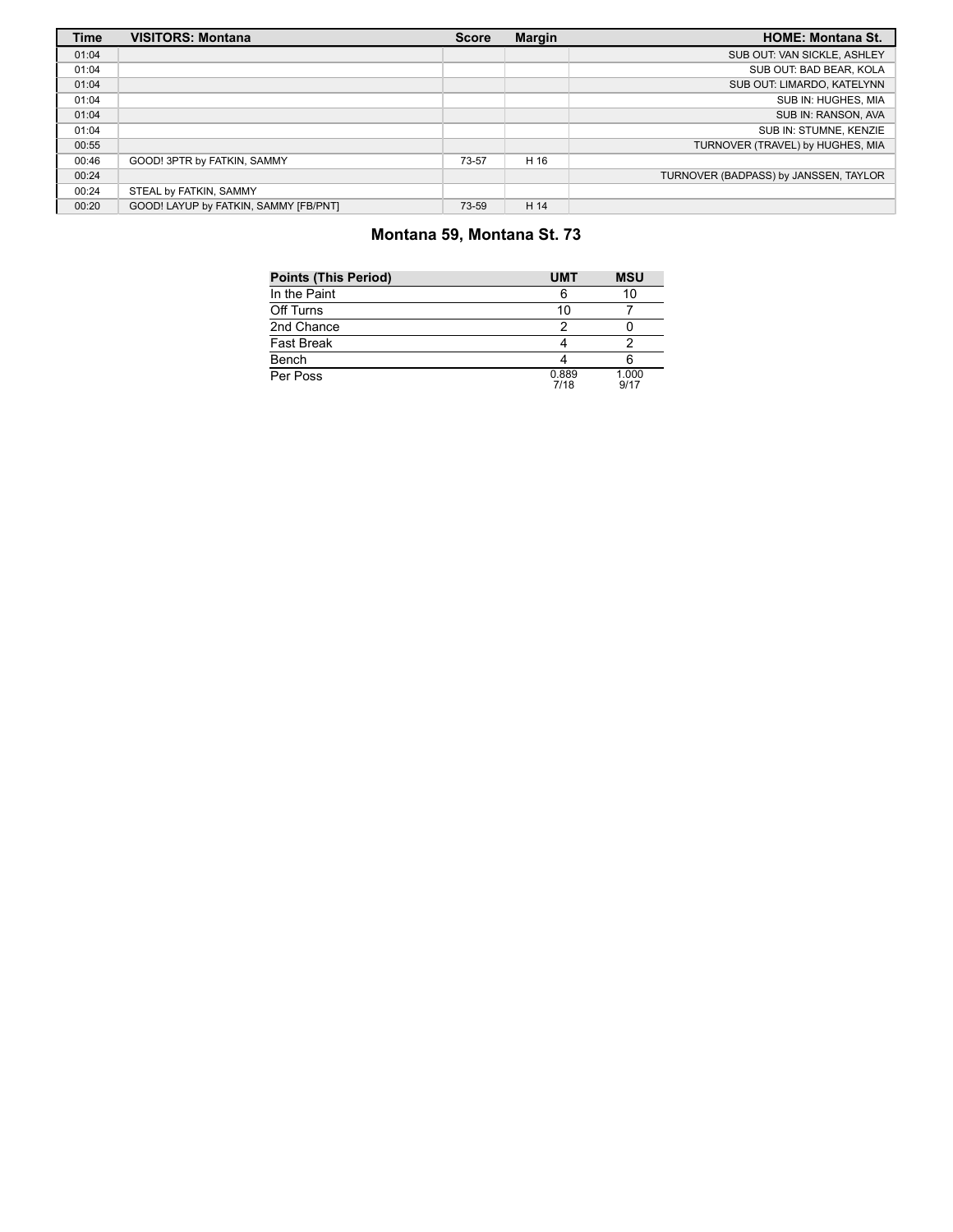| Time | VISITORS: Montana | Score | Margin | HOME: Montana St. |
| --- | --- | --- | --- | --- |
| 01:04 | | | | SUB OUT: VAN SICKLE, ASHLEY |
| 01:04 | | | | SUB OUT: BAD BEAR, KOLA |
| 01:04 | | | | SUB OUT: LIMARDO, KATELYNN |
| 01:04 | | | | SUB IN: HUGHES, MIA |
| 01:04 | | | | SUB IN: RANSON, AVA |
| 01:04 | | | | SUB IN: STUMNE, KENZIE |
| 00:55 | | | | TURNOVER (TRAVEL) by HUGHES, MIA |
| 00:46 | GOOD! 3PTR by FATKIN, SAMMY | 73-57 | H 16 | |
| 00:24 | | | | TURNOVER (BADPASS) by JANSSEN, TAYLOR |
| 00:24 | STEAL by FATKIN, SAMMY | | | |
| 00:20 | GOOD! LAYUP by FATKIN, SAMMY [FB/PNT] | 73-59 | H 14 | |

## Montana 59, Montana St. 73

| Points (This Period) | UMT | MSU |
| --- | --- | --- |
| In the Paint | 6 | 10 |
| Off Turns | 10 | 7 |
| 2nd Chance | 2 | 0 |
| Fast Break | 4 | 2 |
| Bench | 4 | 6 |
| Per Poss | 0.889 7/18 | 1.000 9/17 |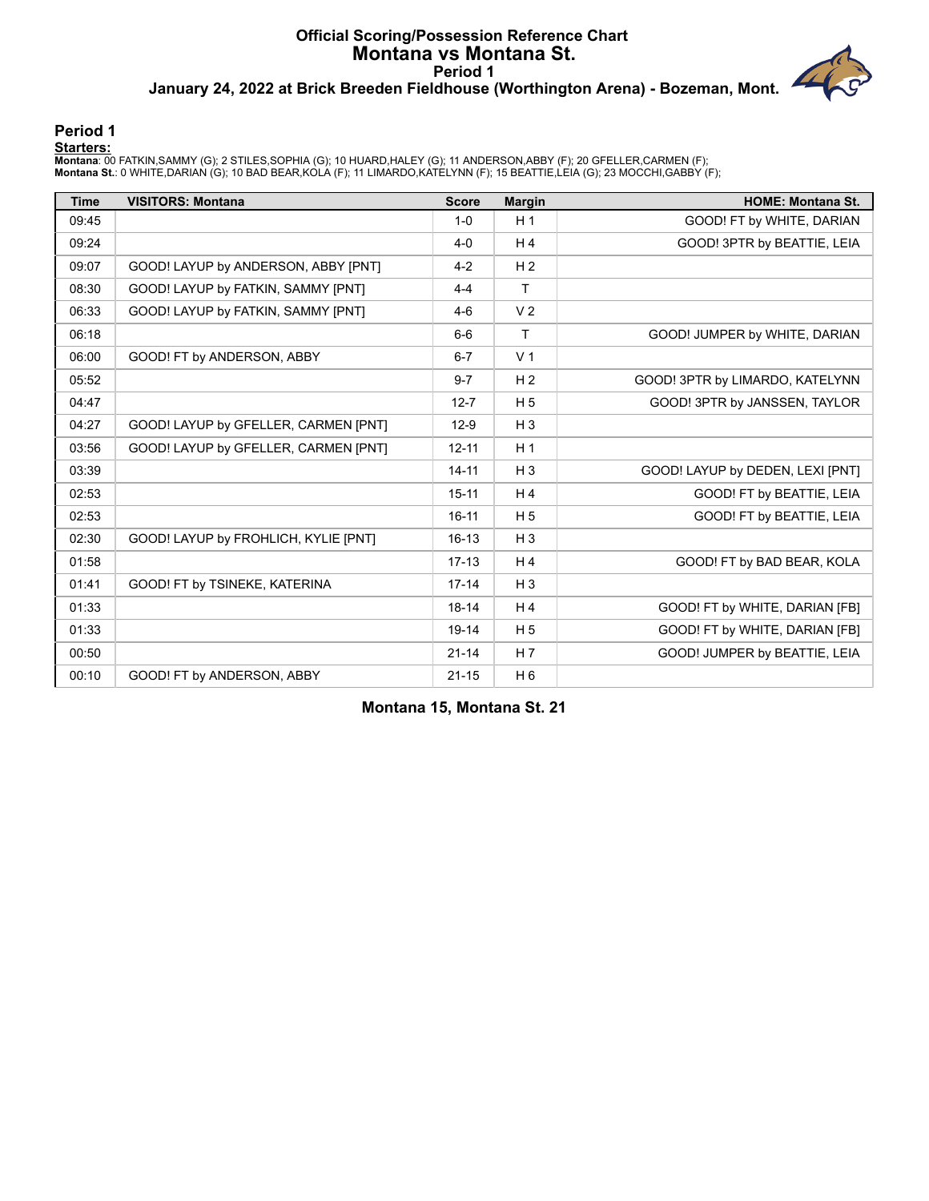# Official Scoring/Possession Reference Chart
# Montana vs Montana St.
## Period 1
### January 24, 2022 at Brick Breeden Fieldhouse (Worthington Arena) - Bozeman, Mont.

## Period 1

**Starters:**

**Montana**: 00 FATKIN,SAMMY (G); 2 STILES,SOPHIA (G); 10 HUARD,HALEY (G); 11 ANDERSON,ABBY (F); 20 GFELLER,CARMEN (F);
**Montana St.**: 0 WHITE,DARIAN (G); 10 BAD BEAR,KOLA (F); 11 LIMARDO,KATELYNN (F); 15 BEATTIE,LEIA (G); 23 MOCCHI,GABBY (F);

| Time | VISITORS: Montana | Score | Margin | HOME: Montana St. |
|---|---|---|---|---|
| 09:45 | | 1-0 | H 1 | GOOD! FT by WHITE, DARIAN |
| 09:24 | | 4-0 | H 4 | GOOD! 3PTR by BEATTIE, LEIA |
| 09:07 | GOOD! LAYUP by ANDERSON, ABBY [PNT] | 4-2 | H 2 | |
| 08:30 | GOOD! LAYUP by FATKIN, SAMMY [PNT] | 4-4 | T | |
| 06:33 | GOOD! LAYUP by FATKIN, SAMMY [PNT] | 4-6 | V 2 | |
| 06:18 | | 6-6 | T | GOOD! JUMPER by WHITE, DARIAN |
| 06:00 | GOOD! FT by ANDERSON, ABBY | 6-7 | V 1 | |
| 05:52 | | 9-7 | H 2 | GOOD! 3PTR by LIMARDO, KATELYNN |
| 04:47 | | 12-7 | H 5 | GOOD! 3PTR by JANSSEN, TAYLOR |
| 04:27 | GOOD! LAYUP by GFELLER, CARMEN [PNT] | 12-9 | H 3 | |
| 03:56 | GOOD! LAYUP by GFELLER, CARMEN [PNT] | 12-11 | H 1 | |
| 03:39 | | 14-11 | H 3 | GOOD! LAYUP by DEDEN, LEXI [PNT] |
| 02:53 | | 15-11 | H 4 | GOOD! FT by BEATTIE, LEIA |
| 02:53 | | 16-11 | H 5 | GOOD! FT by BEATTIE, LEIA |
| 02:30 | GOOD! LAYUP by FROHLICH, KYLIE [PNT] | 16-13 | H 3 | |
| 01:58 | | 17-13 | H 4 | GOOD! FT by BAD BEAR, KOLA |
| 01:41 | GOOD! FT by TSINEKE, KATERINA | 17-14 | H 3 | |
| 01:33 | | 18-14 | H 4 | GOOD! FT by WHITE, DARIAN [FB] |
| 01:33 | | 19-14 | H 5 | GOOD! FT by WHITE, DARIAN [FB] |
| 00:50 | | 21-14 | H 7 | GOOD! JUMPER by BEATTIE, LEIA |
| 00:10 | GOOD! FT by ANDERSON, ABBY | 21-15 | H 6 | |

**Montana 15, Montana St. 21**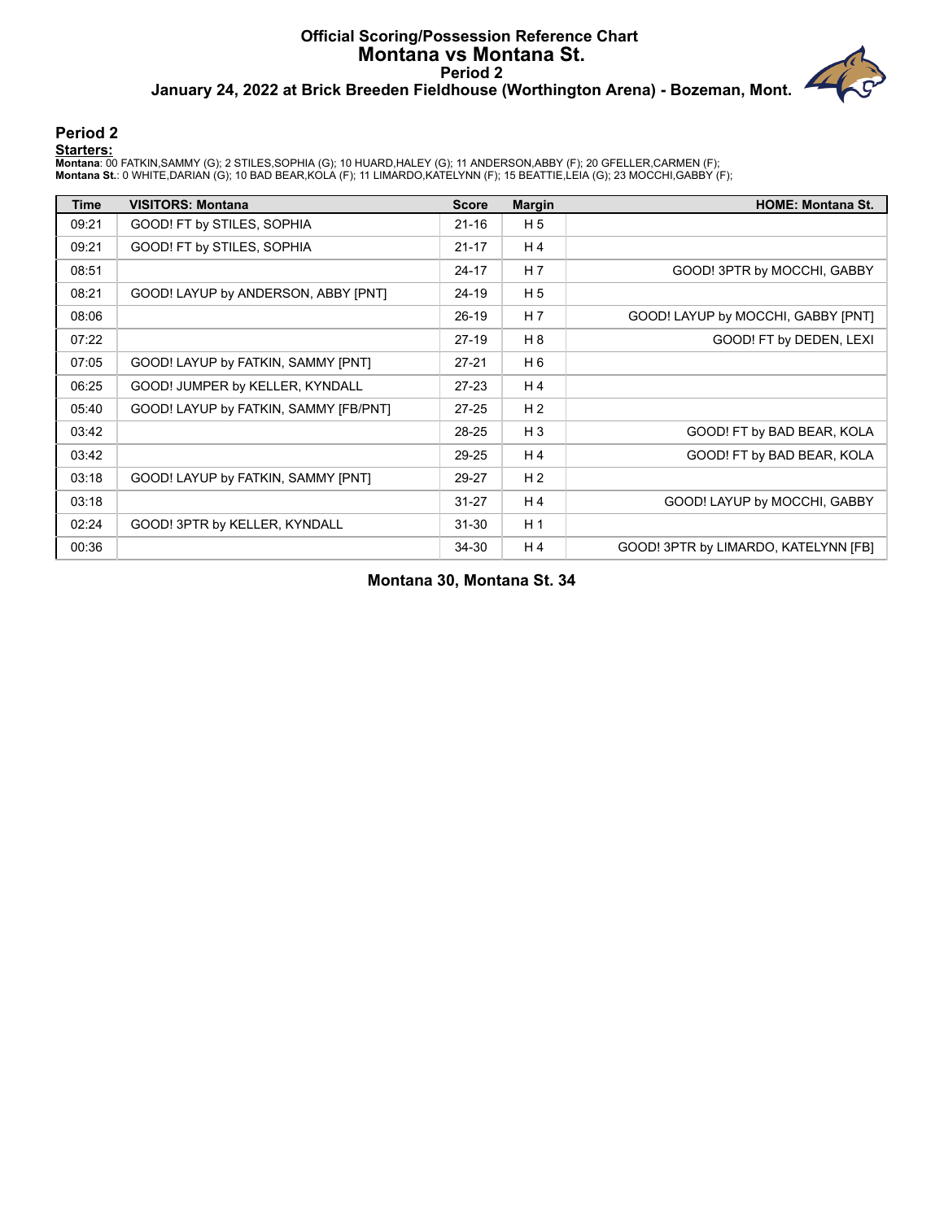# Official Scoring/Possession Reference Chart
## Montana vs Montana St.
### Period 2
### January 24, 2022 at Brick Breeden Fieldhouse (Worthington Arena) - Bozeman, Mont.

## Period 2

**Starters:**

**Montana**: 00 FATKIN,SAMMY (G); 2 STILES,SOPHIA (G); 10 HUARD,HALEY (G); 11 ANDERSON,ABBY (F); 20 GFELLER,CARMEN (F);
**Montana St.**: 0 WHITE,DARIAN (G); 10 BAD BEAR,KOLA (F); 11 LIMARDO,KATELYNN (F); 15 BEATTIE,LEIA (G); 23 MOCCHI,GABBY (F);

| Time | VISITORS: Montana | Score | Margin | HOME: Montana St. |
|---|---|---|---|---|
| 09:21 | GOOD! FT by STILES, SOPHIA | 21-16 | H 5 | |
| 09:21 | GOOD! FT by STILES, SOPHIA | 21-17 | H 4 | |
| 08:51 | | 24-17 | H 7 | GOOD! 3PTR by MOCCHI, GABBY |
| 08:21 | GOOD! LAYUP by ANDERSON, ABBY [PNT] | 24-19 | H 5 | |
| 08:06 | | 26-19 | H 7 | GOOD! LAYUP by MOCCHI, GABBY [PNT] |
| 07:22 | | 27-19 | H 8 | GOOD! FT by DEDEN, LEXI |
| 07:05 | GOOD! LAYUP by FATKIN, SAMMY [PNT] | 27-21 | H 6 | |
| 06:25 | GOOD! JUMPER by KELLER, KYNDALL | 27-23 | H 4 | |
| 05:40 | GOOD! LAYUP by FATKIN, SAMMY [FB/PNT] | 27-25 | H 2 | |
| 03:42 | | 28-25 | H 3 | GOOD! FT by BAD BEAR, KOLA |
| 03:42 | | 29-25 | H 4 | GOOD! FT by BAD BEAR, KOLA |
| 03:18 | GOOD! LAYUP by FATKIN, SAMMY [PNT] | 29-27 | H 2 | |
| 03:18 | | 31-27 | H 4 | GOOD! LAYUP by MOCCHI, GABBY |
| 02:24 | GOOD! 3PTR by KELLER, KYNDALL | 31-30 | H 1 | |
| 00:36 | | 34-30 | H 4 | GOOD! 3PTR by LIMARDO, KATELYNN [FB] |

**Montana 30, Montana St. 34**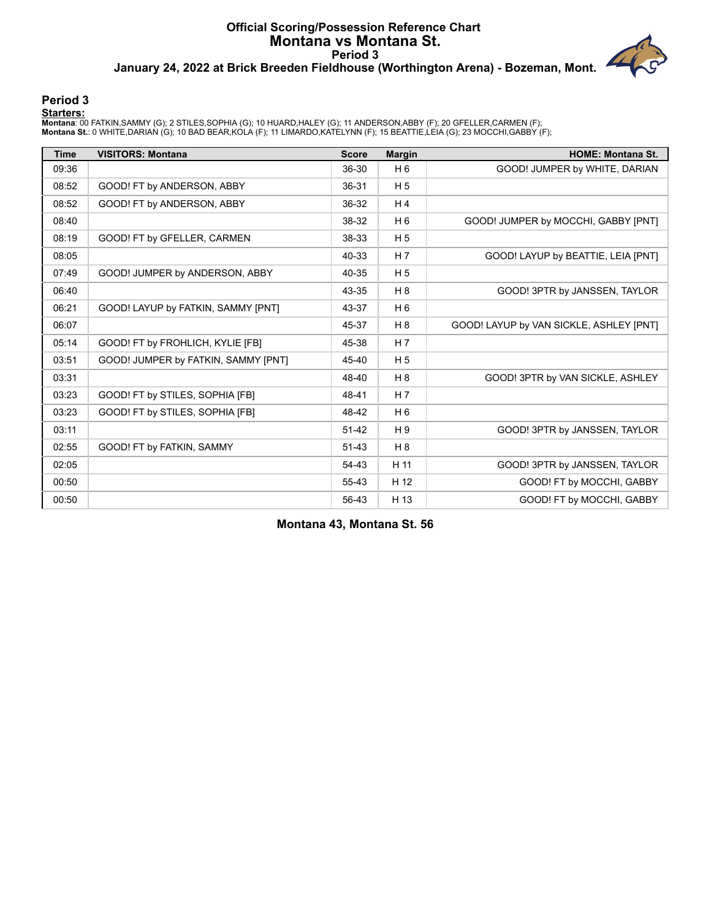# Official Scoring/Possession Reference Chart
# Montana vs Montana St.
## Period 3
### January 24, 2022 at Brick Breeden Fieldhouse (Worthington Arena) - Bozeman, Mont.

## Period 3

**Starters:**

**Montana**: 00 FATKIN,SAMMY (G); 2 STILES,SOPHIA (G); 10 HUARD,HALEY (G); 11 ANDERSON,ABBY (F); 20 GFELLER,CARMEN (F);
**Montana St.**: 0 WHITE,DARIAN (G); 10 BAD BEAR,KOLA (F); 11 LIMARDO,KATELYNN (F); 15 BEATTIE,LEIA (G); 23 MOCCHI,GABBY (F);

| Time | VISITORS: Montana | Score | Margin | HOME: Montana St. |
|---|---|---|---|---|
| 09:36 | | 36-30 | H 6 | GOOD! JUMPER by WHITE, DARIAN |
| 08:52 | GOOD! FT by ANDERSON, ABBY | 36-31 | H 5 | |
| 08:52 | GOOD! FT by ANDERSON, ABBY | 36-32 | H 4 | |
| 08:40 | | 38-32 | H 6 | GOOD! JUMPER by MOCCHI, GABBY [PNT] |
| 08:19 | GOOD! FT by GFELLER, CARMEN | 38-33 | H 5 | |
| 08:05 | | 40-33 | H 7 | GOOD! LAYUP by BEATTIE, LEIA [PNT] |
| 07:49 | GOOD! JUMPER by ANDERSON, ABBY | 40-35 | H 5 | |
| 06:40 | | 43-35 | H 8 | GOOD! 3PTR by JANSSEN, TAYLOR |
| 06:21 | GOOD! LAYUP by FATKIN, SAMMY [PNT] | 43-37 | H 6 | |
| 06:07 | | 45-37 | H 8 | GOOD! LAYUP by VAN SICKLE, ASHLEY [PNT] |
| 05:14 | GOOD! FT by FROHLICH, KYLIE [FB] | 45-38 | H 7 | |
| 03:51 | GOOD! JUMPER by FATKIN, SAMMY [PNT] | 45-40 | H 5 | |
| 03:31 | | 48-40 | H 8 | GOOD! 3PTR by VAN SICKLE, ASHLEY |
| 03:23 | GOOD! FT by STILES, SOPHIA [FB] | 48-41 | H 7 | |
| 03:23 | GOOD! FT by STILES, SOPHIA [FB] | 48-42 | H 6 | |
| 03:11 | | 51-42 | H 9 | GOOD! 3PTR by JANSSEN, TAYLOR |
| 02:55 | GOOD! FT by FATKIN, SAMMY | 51-43 | H 8 | |
| 02:05 | | 54-43 | H 11 | GOOD! 3PTR by JANSSEN, TAYLOR |
| 00:50 | | 55-43 | H 12 | GOOD! FT by MOCCHI, GABBY |
| 00:50 | | 56-43 | H 13 | GOOD! FT by MOCCHI, GABBY |

**Montana 43, Montana St. 56**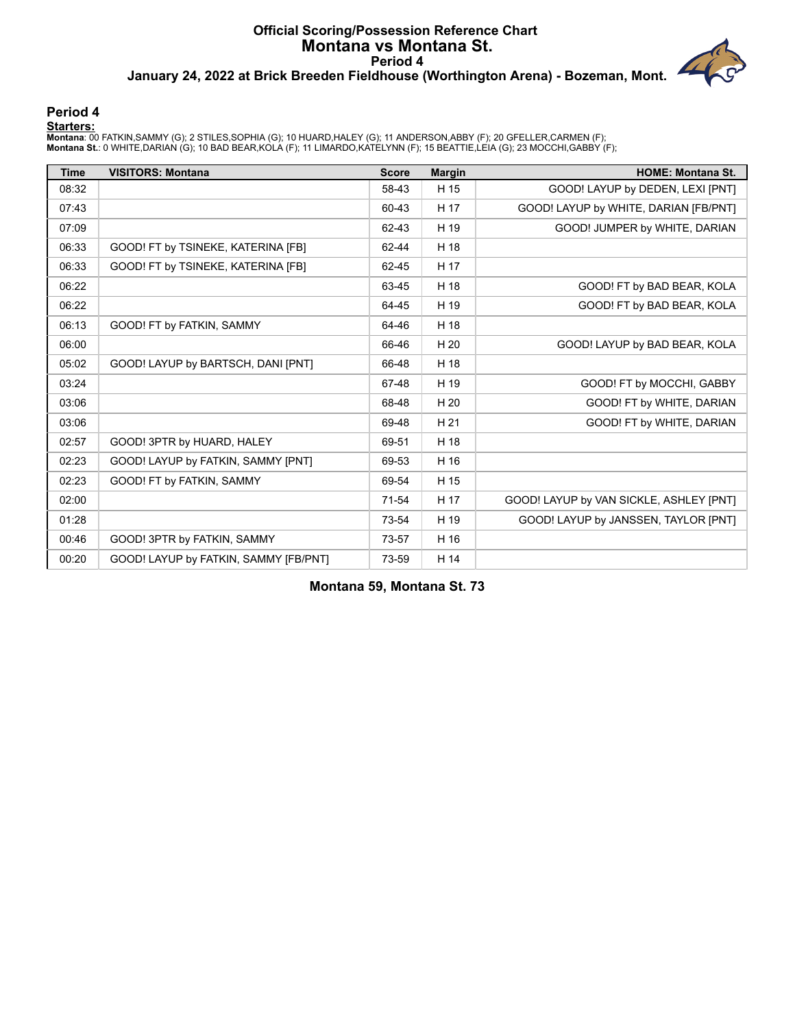# Official Scoring/Possession Reference Chart
## Montana vs Montana St.
### Period 4
### January 24, 2022 at Brick Breeden Fieldhouse (Worthington Arena) - Bozeman, Mont.

## Period 4

**Starters:**

**Montana**: 00 FATKIN,SAMMY (G); 2 STILES,SOPHIA (G); 10 HUARD,HALEY (G); 11 ANDERSON,ABBY (F); 20 GFELLER,CARMEN (F);
**Montana St.**: 0 WHITE,DARIAN (G); 10 BAD BEAR,KOLA (F); 11 LIMARDO,KATELYNN (F); 15 BEATTIE,LEIA (G); 23 MOCCHI,GABBY (F);

| Time | VISITORS: Montana | Score | Margin | HOME: Montana St. |
|---|---|---|---|---|
| 08:32 | | 58-43 | H 15 | GOOD! LAYUP by DEDEN, LEXI [PNT] |
| 07:43 | | 60-43 | H 17 | GOOD! LAYUP by WHITE, DARIAN [FB/PNT] |
| 07:09 | | 62-43 | H 19 | GOOD! JUMPER by WHITE, DARIAN |
| 06:33 | GOOD! FT by TSINEKE, KATERINA [FB] | 62-44 | H 18 | |
| 06:33 | GOOD! FT by TSINEKE, KATERINA [FB] | 62-45 | H 17 | |
| 06:22 | | 63-45 | H 18 | GOOD! FT by BAD BEAR, KOLA |
| 06:22 | | 64-45 | H 19 | GOOD! FT by BAD BEAR, KOLA |
| 06:13 | GOOD! FT by FATKIN, SAMMY | 64-46 | H 18 | |
| 06:00 | | 66-46 | H 20 | GOOD! LAYUP by BAD BEAR, KOLA |
| 05:02 | GOOD! LAYUP by BARTSCH, DANI [PNT] | 66-48 | H 18 | |
| 03:24 | | 67-48 | H 19 | GOOD! FT by MOCCHI, GABBY |
| 03:06 | | 68-48 | H 20 | GOOD! FT by WHITE, DARIAN |
| 03:06 | | 69-48 | H 21 | GOOD! FT by WHITE, DARIAN |
| 02:57 | GOOD! 3PTR by HUARD, HALEY | 69-51 | H 18 | |
| 02:23 | GOOD! LAYUP by FATKIN, SAMMY [PNT] | 69-53 | H 16 | |
| 02:23 | GOOD! FT by FATKIN, SAMMY | 69-54 | H 15 | |
| 02:00 | | 71-54 | H 17 | GOOD! LAYUP by VAN SICKLE, ASHLEY [PNT] |
| 01:28 | | 73-54 | H 19 | GOOD! LAYUP by JANSSEN, TAYLOR [PNT] |
| 00:46 | GOOD! 3PTR by FATKIN, SAMMY | 73-57 | H 16 | |
| 00:20 | GOOD! LAYUP by FATKIN, SAMMY [FB/PNT] | 73-59 | H 14 | |

**Montana 59, Montana St. 73**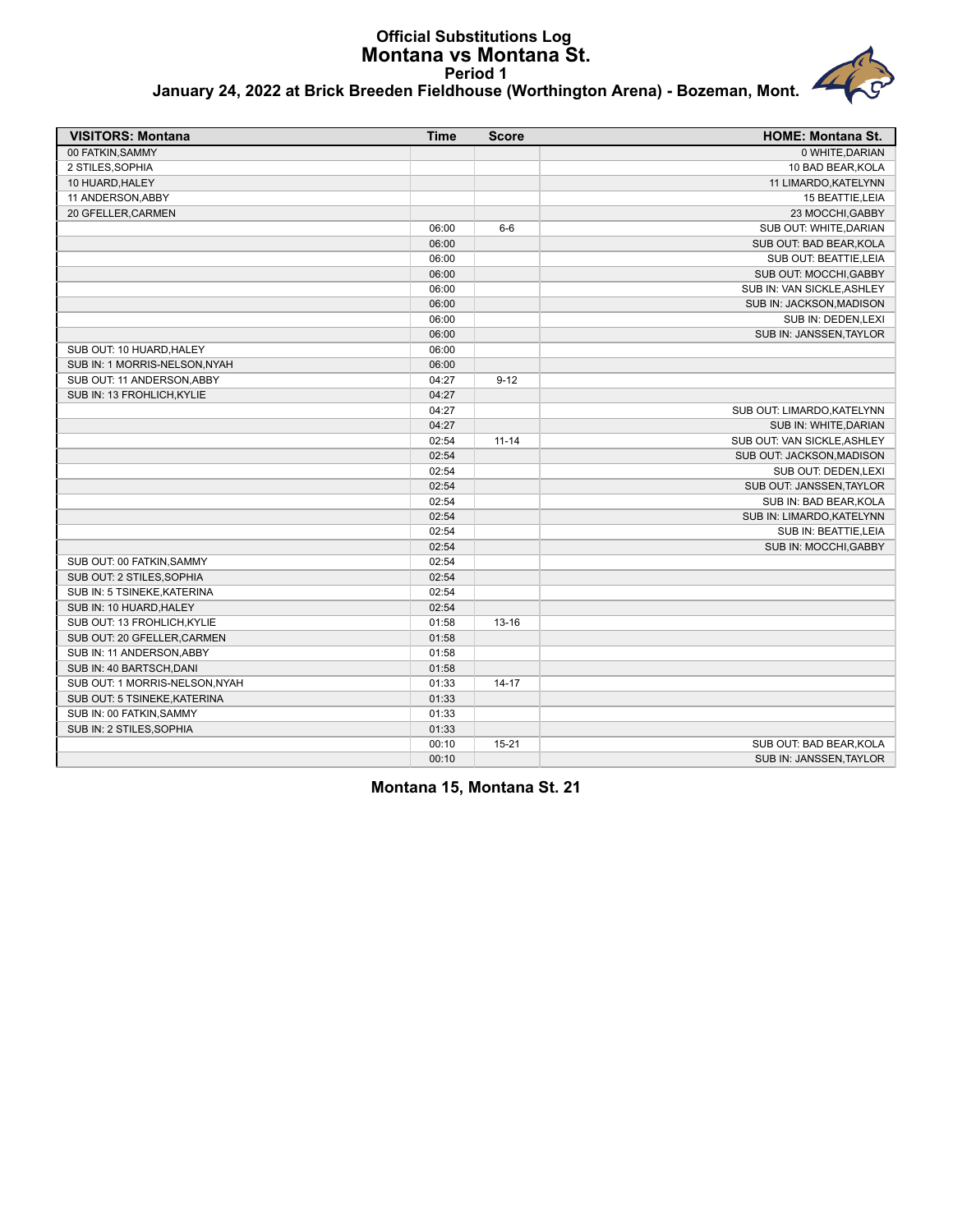# Official Substitutions Log
## Montana vs Montana St.
### Period 1
### January 24, 2022 at Brick Breeden Fieldhouse (Worthington Arena) - Bozeman, Mont.

| VISITORS: Montana | Time | Score | HOME: Montana St. |
|---|---|---|---|
| 00 FATKIN,SAMMY | | | 0 WHITE,DARIAN |
| 2 STILES,SOPHIA | | | 10 BAD BEAR,KOLA |
| 10 HUARD,HALEY | | | 11 LIMARDO,KATELYNN |
| 11 ANDERSON,ABBY | | | 15 BEATTIE,LEIA |
| 20 GFELLER,CARMEN | | | 23 MOCCHI,GABBY |
| | 06:00 | 6-6 | SUB OUT: WHITE,DARIAN |
| | 06:00 | | SUB OUT: BAD BEAR,KOLA |
| | 06:00 | | SUB OUT: BEATTIE,LEIA |
| | 06:00 | | SUB OUT: MOCCHI,GABBY |
| | 06:00 | | SUB IN: VAN SICKLE,ASHLEY |
| | 06:00 | | SUB IN: JACKSON,MADISON |
| | 06:00 | | SUB IN: DEDEN,LEXI |
| | 06:00 | | SUB IN: JANSSEN,TAYLOR |
| SUB OUT: 10 HUARD,HALEY | 06:00 | | |
| SUB IN: 1 MORRIS-NELSON,NYAH | 06:00 | | |
| SUB OUT: 11 ANDERSON,ABBY | 04:27 | 9-12 | |
| SUB IN: 13 FROHLICH,KYLIE | 04:27 | | |
| | 04:27 | | SUB OUT: LIMARDO,KATELYNN |
| | 04:27 | | SUB IN: WHITE,DARIAN |
| | 02:54 | 11-14 | SUB OUT: VAN SICKLE,ASHLEY |
| | 02:54 | | SUB OUT: JACKSON,MADISON |
| | 02:54 | | SUB OUT: DEDEN,LEXI |
| | 02:54 | | SUB OUT: JANSSEN,TAYLOR |
| | 02:54 | | SUB IN: BAD BEAR,KOLA |
| | 02:54 | | SUB IN: LIMARDO,KATELYNN |
| | 02:54 | | SUB IN: BEATTIE,LEIA |
| | 02:54 | | SUB IN: MOCCHI,GABBY |
| SUB OUT: 00 FATKIN,SAMMY | 02:54 | | |
| SUB OUT: 2 STILES,SOPHIA | 02:54 | | |
| SUB IN: 5 TSINEKE,KATERINA | 02:54 | | |
| SUB IN: 10 HUARD,HALEY | 02:54 | | |
| SUB OUT: 13 FROHLICH,KYLIE | 01:58 | 13-16 | |
| SUB OUT: 20 GFELLER,CARMEN | 01:58 | | |
| SUB IN: 11 ANDERSON,ABBY | 01:58 | | |
| SUB IN: 40 BARTSCH,DANI | 01:58 | | |
| SUB OUT: 1 MORRIS-NELSON,NYAH | 01:33 | 14-17 | |
| SUB OUT: 5 TSINEKE,KATERINA | 01:33 | | |
| SUB IN: 00 FATKIN,SAMMY | 01:33 | | |
| SUB IN: 2 STILES,SOPHIA | 01:33 | | |
| | 00:10 | 15-21 | SUB OUT: BAD BEAR,KOLA |
| | 00:10 | | SUB IN: JANSSEN,TAYLOR |

**Montana 15, Montana St. 21**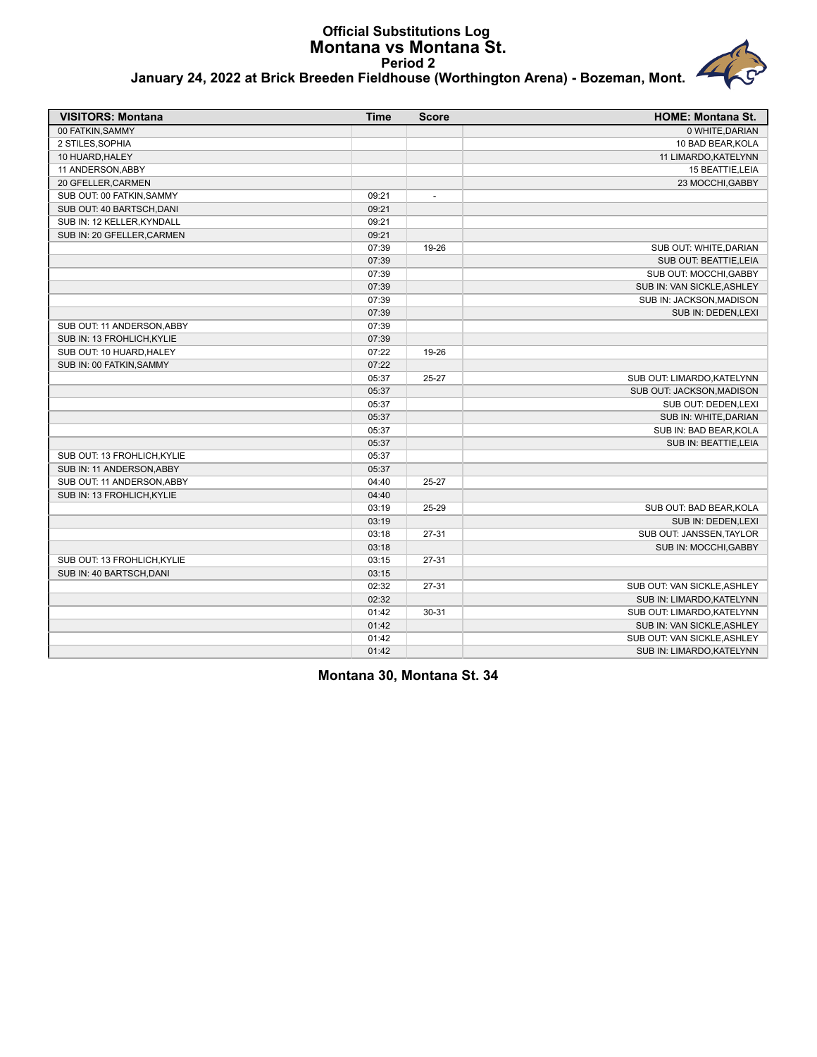# Official Substitutions Log
## Montana vs Montana St.
### Period 2
### January 24, 2022 at Brick Breeden Fieldhouse (Worthington Arena) - Bozeman, Mont.

| VISITORS: Montana | Time | Score | HOME: Montana St. |
|---|---|---|---|
| 00 FATKIN,SAMMY | | | 0 WHITE,DARIAN |
| 2 STILES,SOPHIA | | | 10 BAD BEAR,KOLA |
| 10 HUARD,HALEY | | | 11 LIMARDO,KATELYNN |
| 11 ANDERSON,ABBY | | | 15 BEATTIE,LEIA |
| 20 GFELLER,CARMEN | | | 23 MOCCHI,GABBY |
| SUB OUT: 00 FATKIN,SAMMY | 09:21 | - | |
| SUB OUT: 40 BARTSCH,DANI | 09:21 | | |
| SUB IN: 12 KELLER,KYNDALL | 09:21 | | |
| SUB IN: 20 GFELLER,CARMEN | 09:21 | | |
| | 07:39 | 19-26 | SUB OUT: WHITE,DARIAN |
| | 07:39 | | SUB OUT: BEATTIE,LEIA |
| | 07:39 | | SUB OUT: MOCCHI,GABBY |
| | 07:39 | | SUB IN: VAN SICKLE,ASHLEY |
| | 07:39 | | SUB IN: JACKSON,MADISON |
| | 07:39 | | SUB IN: DEDEN,LEXI |
| SUB OUT: 11 ANDERSON,ABBY | 07:39 | | |
| SUB IN: 13 FROHLICH,KYLIE | 07:39 | | |
| SUB OUT: 10 HUARD,HALEY | 07:22 | 19-26 | |
| SUB IN: 00 FATKIN,SAMMY | 07:22 | | |
| | 05:37 | 25-27 | SUB OUT: LIMARDO,KATELYNN |
| | 05:37 | | SUB OUT: JACKSON,MADISON |
| | 05:37 | | SUB OUT: DEDEN,LEXI |
| | 05:37 | | SUB IN: WHITE,DARIAN |
| | 05:37 | | SUB IN: BAD BEAR,KOLA |
| | 05:37 | | SUB IN: BEATTIE,LEIA |
| SUB OUT: 13 FROHLICH,KYLIE | 05:37 | | |
| SUB IN: 11 ANDERSON,ABBY | 05:37 | | |
| SUB OUT: 11 ANDERSON,ABBY | 04:40 | 25-27 | |
| SUB IN: 13 FROHLICH,KYLIE | 04:40 | | |
| | 03:19 | 25-29 | SUB OUT: BAD BEAR,KOLA |
| | 03:19 | | SUB IN: DEDEN,LEXI |
| | 03:18 | 27-31 | SUB OUT: JANSSEN,TAYLOR |
| | 03:18 | | SUB IN: MOCCHI,GABBY |
| SUB OUT: 13 FROHLICH,KYLIE | 03:15 | 27-31 | |
| SUB IN: 40 BARTSCH,DANI | 03:15 | | |
| | 02:32 | 27-31 | SUB OUT: VAN SICKLE,ASHLEY |
| | 02:32 | | SUB IN: LIMARDO,KATELYNN |
| | 01:42 | 30-31 | SUB OUT: LIMARDO,KATELYNN |
| | 01:42 | | SUB IN: VAN SICKLE,ASHLEY |
| | 01:42 | | SUB OUT: VAN SICKLE,ASHLEY |
| | 01:42 | | SUB IN: LIMARDO,KATELYNN |

**Montana 30, Montana St. 34**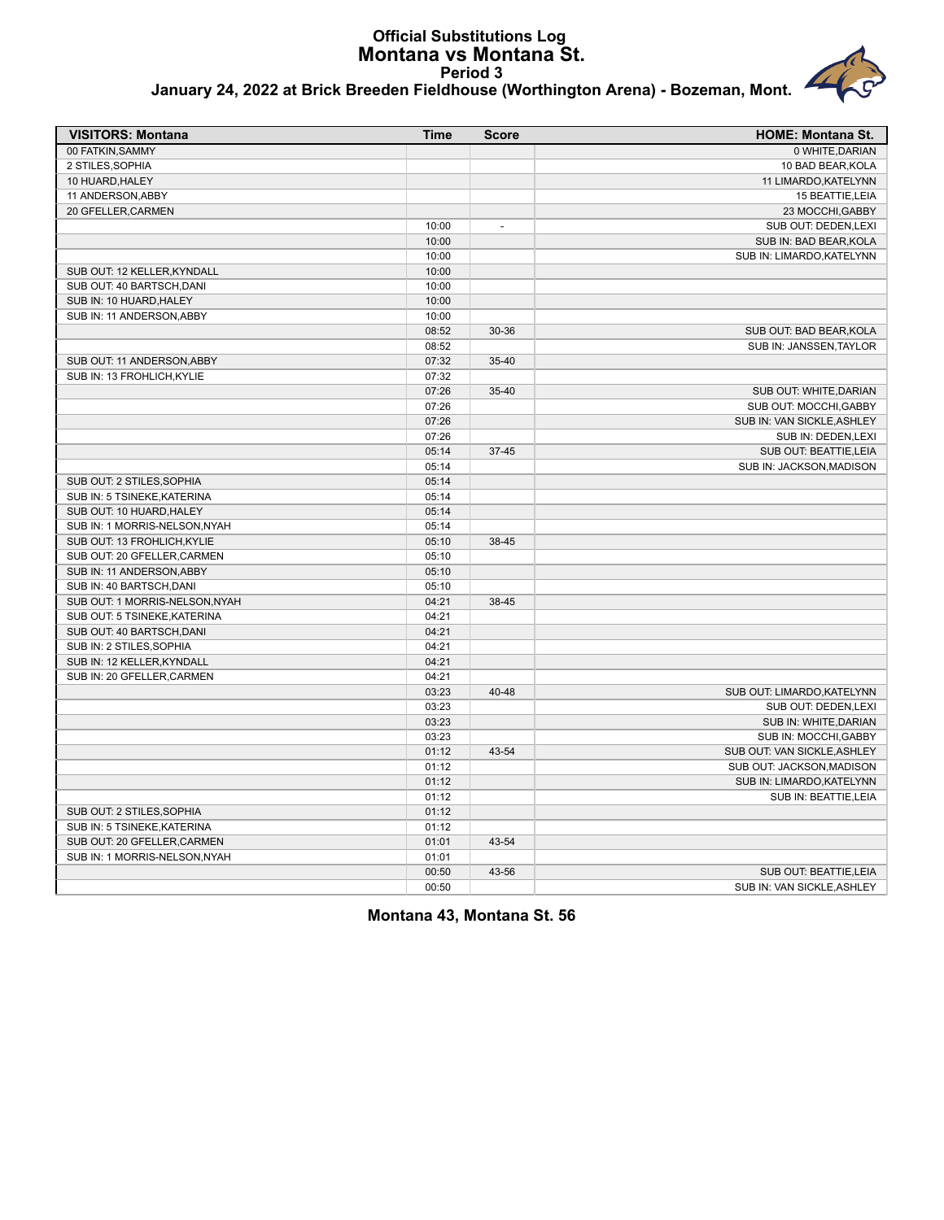# Official Substitutions Log
## Montana vs Montana St.
### Period 3
### January 24, 2022 at Brick Breeden Fieldhouse (Worthington Arena) - Bozeman, Mont.

| VISITORS: Montana | Time | Score | HOME: Montana St. |
|---|---|---|---|
| 00 FATKIN,SAMMY | | | 0 WHITE,DARIAN |
| 2 STILES,SOPHIA | | | 10 BAD BEAR,KOLA |
| 10 HUARD,HALEY | | | 11 LIMARDO,KATELYNN |
| 11 ANDERSON,ABBY | | | 15 BEATTIE,LEIA |
| 20 GFELLER,CARMEN | | | 23 MOCCHI,GABBY |
| | 10:00 | - | SUB OUT: DEDEN,LEXI |
| | 10:00 | | SUB IN: BAD BEAR,KOLA |
| | 10:00 | | SUB IN: LIMARDO,KATELYNN |
| SUB OUT: 12 KELLER,KYNDALL | 10:00 | | |
| SUB OUT: 40 BARTSCH,DANI | 10:00 | | |
| SUB IN: 10 HUARD,HALEY | 10:00 | | |
| SUB IN: 11 ANDERSON,ABBY | 10:00 | | |
| | 08:52 | 30-36 | SUB OUT: BAD BEAR,KOLA |
| | 08:52 | | SUB IN: JANSSEN,TAYLOR |
| SUB OUT: 11 ANDERSON,ABBY | 07:32 | 35-40 | |
| SUB IN: 13 FROHLICH,KYLIE | 07:32 | | |
| | 07:26 | 35-40 | SUB OUT: WHITE,DARIAN |
| | 07:26 | | SUB OUT: MOCCHI,GABBY |
| | 07:26 | | SUB IN: VAN SICKLE,ASHLEY |
| | 07:26 | | SUB IN: DEDEN,LEXI |
| | 05:14 | 37-45 | SUB OUT: BEATTIE,LEIA |
| | 05:14 | | SUB IN: JACKSON,MADISON |
| SUB OUT: 2 STILES,SOPHIA | 05:14 | | |
| SUB IN: 5 TSINEKE,KATERINA | 05:14 | | |
| SUB OUT: 10 HUARD,HALEY | 05:14 | | |
| SUB IN: 1 MORRIS-NELSON,NYAH | 05:14 | | |
| SUB OUT: 13 FROHLICH,KYLIE | 05:10 | 38-45 | |
| SUB OUT: 20 GFELLER,CARMEN | 05:10 | | |
| SUB IN: 11 ANDERSON,ABBY | 05:10 | | |
| SUB IN: 40 BARTSCH,DANI | 05:10 | | |
| SUB OUT: 1 MORRIS-NELSON,NYAH | 04:21 | 38-45 | |
| SUB OUT: 5 TSINEKE,KATERINA | 04:21 | | |
| SUB OUT: 40 BARTSCH,DANI | 04:21 | | |
| SUB IN: 2 STILES,SOPHIA | 04:21 | | |
| SUB IN: 12 KELLER,KYNDALL | 04:21 | | |
| SUB IN: 20 GFELLER,CARMEN | 04:21 | | |
| | 03:23 | 40-48 | SUB OUT: LIMARDO,KATELYNN |
| | 03:23 | | SUB OUT: DEDEN,LEXI |
| | 03:23 | | SUB IN: WHITE,DARIAN |
| | 03:23 | | SUB IN: MOCCHI,GABBY |
| | 01:12 | 43-54 | SUB OUT: VAN SICKLE,ASHLEY |
| | 01:12 | | SUB OUT: JACKSON,MADISON |
| | 01:12 | | SUB IN: LIMARDO,KATELYNN |
| | 01:12 | | SUB IN: BEATTIE,LEIA |
| SUB OUT: 2 STILES,SOPHIA | 01:12 | | |
| SUB IN: 5 TSINEKE,KATERINA | 01:12 | | |
| SUB OUT: 20 GFELLER,CARMEN | 01:01 | 43-54 | |
| SUB IN: 1 MORRIS-NELSON,NYAH | 01:01 | | |
| | 00:50 | 43-56 | SUB OUT: BEATTIE,LEIA |
| | 00:50 | | SUB IN: VAN SICKLE,ASHLEY |

**Montana 43, Montana St. 56**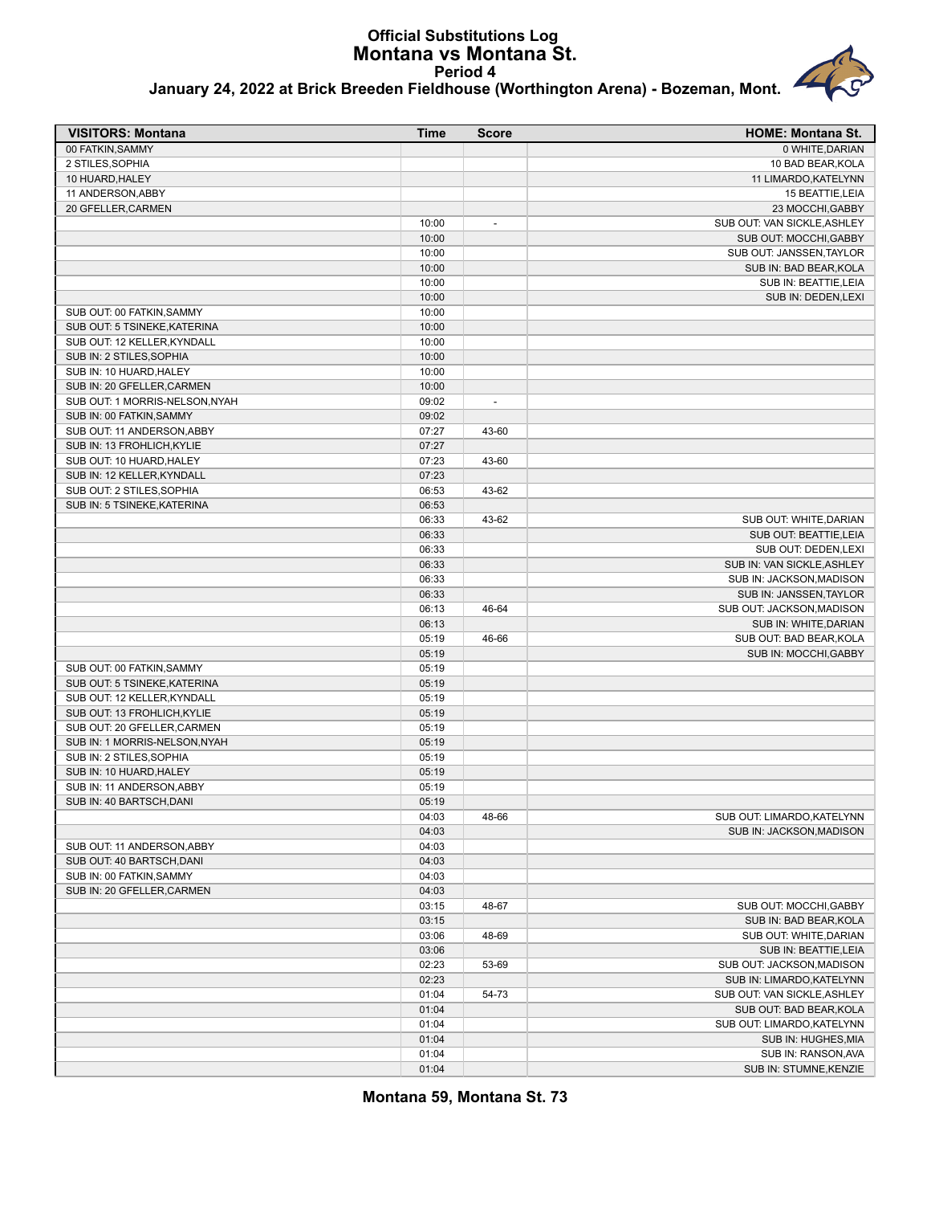# Official Substitutions Log
# Montana vs Montana St.
## Period 4
### January 24, 2022 at Brick Breeden Fieldhouse (Worthington Arena) - Bozeman, Mont.

| VISITORS: Montana | Time | Score | HOME: Montana St. |
|---|---|---|---|
| 00 FATKIN,SAMMY | | | 0 WHITE,DARIAN |
| 2 STILES,SOPHIA | | | 10 BAD BEAR,KOLA |
| 10 HUARD,HALEY | | | 11 LIMARDO,KATELYNN |
| 11 ANDERSON,ABBY | | | 15 BEATTIE,LEIA |
| 20 GFELLER,CARMEN | | | 23 MOCCHI,GABBY |
| | 10:00 | - | SUB OUT: VAN SICKLE,ASHLEY |
| | 10:00 | | SUB OUT: MOCCHI,GABBY |
| | 10:00 | | SUB OUT: JANSSEN,TAYLOR |
| | 10:00 | | SUB IN: BAD BEAR,KOLA |
| | 10:00 | | SUB IN: BEATTIE,LEIA |
| | 10:00 | | SUB IN: DEDEN,LEXI |
| SUB OUT: 00 FATKIN,SAMMY | 10:00 | | |
| SUB OUT: 5 TSINEKE,KATERINA | 10:00 | | |
| SUB OUT: 12 KELLER,KYNDALL | 10:00 | | |
| SUB IN: 2 STILES,SOPHIA | 10:00 | | |
| SUB IN: 10 HUARD,HALEY | 10:00 | | |
| SUB IN: 20 GFELLER,CARMEN | 10:00 | | |
| SUB OUT: 1 MORRIS-NELSON,NYAH | 09:02 | - | |
| SUB IN: 00 FATKIN,SAMMY | 09:02 | | |
| SUB OUT: 11 ANDERSON,ABBY | 07:27 | 43-60 | |
| SUB IN: 13 FROHLICH,KYLIE | 07:27 | | |
| SUB OUT: 10 HUARD,HALEY | 07:23 | 43-60 | |
| SUB IN: 12 KELLER,KYNDALL | 07:23 | | |
| SUB OUT: 2 STILES,SOPHIA | 06:53 | 43-62 | |
| SUB IN: 5 TSINEKE,KATERINA | 06:53 | | |
| | 06:33 | 43-62 | SUB OUT: WHITE,DARIAN |
| | 06:33 | | SUB OUT: BEATTIE,LEIA |
| | 06:33 | | SUB OUT: DEDEN,LEXI |
| | 06:33 | | SUB IN: VAN SICKLE,ASHLEY |
| | 06:33 | | SUB IN: JACKSON,MADISON |
| | 06:33 | | SUB IN: JANSSEN,TAYLOR |
| | 06:13 | 46-64 | SUB OUT: JACKSON,MADISON |
| | 06:13 | | SUB IN: WHITE,DARIAN |
| | 05:19 | 46-66 | SUB OUT: BAD BEAR,KOLA |
| | 05:19 | | SUB IN: MOCCHI,GABBY |
| SUB OUT: 00 FATKIN,SAMMY | 05:19 | | |
| SUB OUT: 5 TSINEKE,KATERINA | 05:19 | | |
| SUB OUT: 12 KELLER,KYNDALL | 05:19 | | |
| SUB OUT: 13 FROHLICH,KYLIE | 05:19 | | |
| SUB OUT: 20 GFELLER,CARMEN | 05:19 | | |
| SUB IN: 1 MORRIS-NELSON,NYAH | 05:19 | | |
| SUB IN: 2 STILES,SOPHIA | 05:19 | | |
| SUB IN: 10 HUARD,HALEY | 05:19 | | |
| SUB IN: 11 ANDERSON,ABBY | 05:19 | | |
| SUB IN: 40 BARTSCH,DANI | 05:19 | | |
| | 04:03 | 48-66 | SUB OUT: LIMARDO,KATELYNN |
| | 04:03 | | SUB IN: JACKSON,MADISON |
| SUB OUT: 11 ANDERSON,ABBY | 04:03 | | |
| SUB OUT: 40 BARTSCH,DANI | 04:03 | | |
| SUB IN: 00 FATKIN,SAMMY | 04:03 | | |
| SUB IN: 20 GFELLER,CARMEN | 04:03 | | |
| | 03:15 | 48-67 | SUB OUT: MOCCHI,GABBY |
| | 03:15 | | SUB IN: BAD BEAR,KOLA |
| | 03:06 | 48-69 | SUB OUT: WHITE,DARIAN |
| | 03:06 | | SUB IN: BEATTIE,LEIA |
| | 02:23 | 53-69 | SUB OUT: JACKSON,MADISON |
| | 02:23 | | SUB IN: LIMARDO,KATELYNN |
| | 01:04 | 54-73 | SUB OUT: VAN SICKLE,ASHLEY |
| | 01:04 | | SUB OUT: BAD BEAR,KOLA |
| | 01:04 | | SUB OUT: LIMARDO,KATELYNN |
| | 01:04 | | SUB IN: HUGHES,MIA |
| | 01:04 | | SUB IN: RANSON,AVA |
| | 01:04 | | SUB IN: STUMNE,KENZIE |

**Montana 59, Montana St. 73**